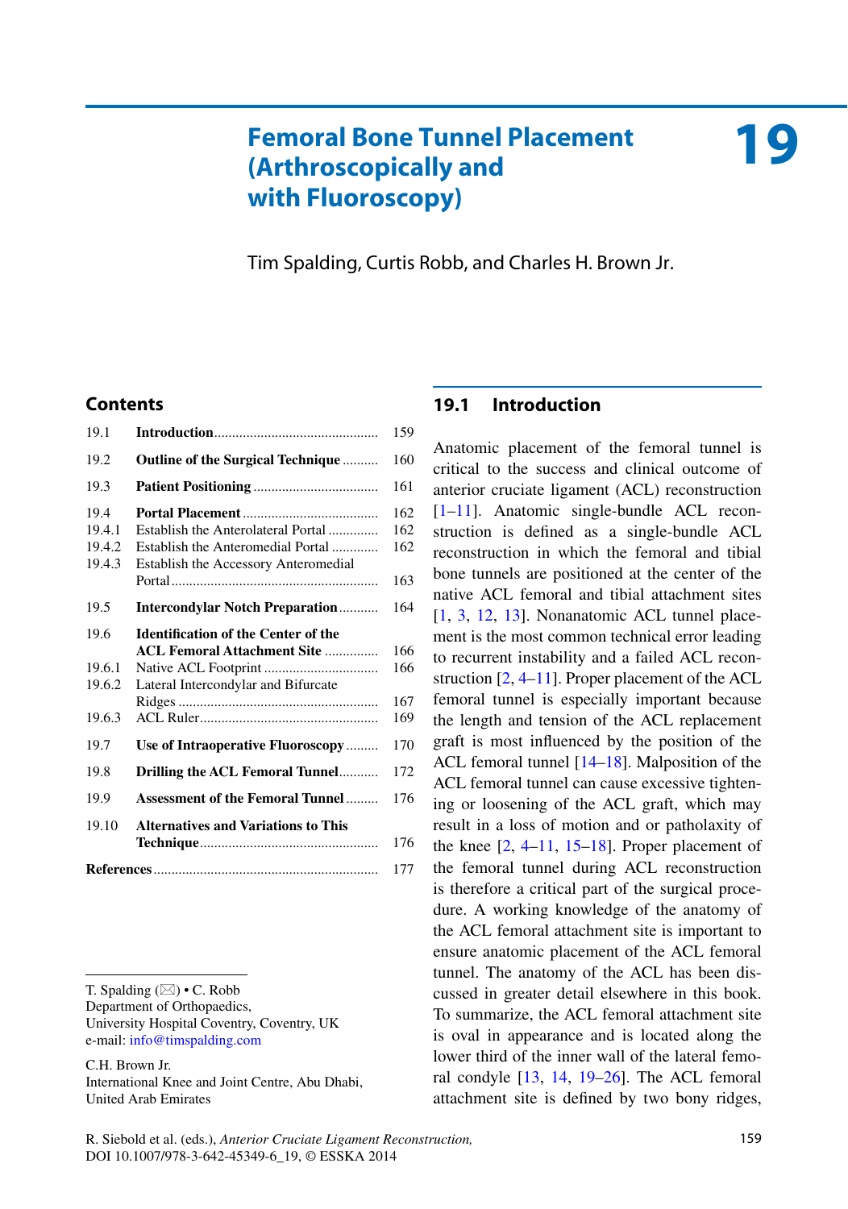# 19 Femoral Bone Tunnel Placement (Arthroscopically and with Fluoroscopy)

Tim Spalding, Curtis Robb, and Charles H. Brown Jr.

## Contents

| | | |
|---|---|---|
| 19.1 | **Introduction** | 159 |
| 19.2 | **Outline of the Surgical Technique** | 160 |
| 19.3 | **Patient Positioning** | 161 |
| 19.4 | **Portal Placement** | 162 |
| 19.4.1 | Establish the Anterolateral Portal | 162 |
| 19.4.2 | Establish the Anteromedial Portal | 162 |
| 19.4.3 | Establish the Accessory Anteromedial Portal | 163 |
| 19.5 | **Intercondylar Notch Preparation** | 164 |
| 19.6 | **Identification of the Center of the ACL Femoral Attachment Site** | 166 |
| 19.6.1 | Native ACL Footprint | 166 |
| 19.6.2 | Lateral Intercondylar and Bifurcate Ridges | 167 |
| 19.6.3 | ACL Ruler | 169 |
| 19.7 | **Use of Intraoperative Fluoroscopy** | 170 |
| 19.8 | **Drilling the ACL Femoral Tunnel** | 172 |
| 19.9 | **Assessment of the Femoral Tunnel** | 176 |
| 19.10 | **Alternatives and Variations to This Technique** | 176 |
| **References** | | 177 |

T. Spalding (✉) • C. Robb
Department of Orthopaedics,
University Hospital Coventry, Coventry, UK
e-mail: info@timspalding.com

C.H. Brown Jr.
International Knee and Joint Centre, Abu Dhabi,
United Arab Emirates

## 19.1 Introduction

Anatomic placement of the femoral tunnel is critical to the success and clinical outcome of anterior cruciate ligament (ACL) reconstruction [1–11]. Anatomic single-bundle ACL reconstruction is defined as a single-bundle ACL reconstruction in which the femoral and tibial bone tunnels are positioned at the center of the native ACL femoral and tibial attachment sites [1, 3, 12, 13]. Nonanatomic ACL tunnel placement is the most common technical error leading to recurrent instability and a failed ACL reconstruction [2, 4–11]. Proper placement of the ACL femoral tunnel is especially important because the length and tension of the ACL replacement graft is most influenced by the position of the ACL femoral tunnel [14–18]. Malposition of the ACL femoral tunnel can cause excessive tightening or loosening of the ACL graft, which may result in a loss of motion and or pathol­axity of the knee [2, 4–11, 15–18]. Proper placement of the femoral tunnel during ACL reconstruction is therefore a critical part of the surgical procedure. A working knowledge of the anatomy of the ACL femoral attachment site is important to ensure anatomic placement of the ACL femoral tunnel. The anatomy of the ACL has been discussed in greater detail elsewhere in this book. To summarize, the ACL femoral attachment site is oval in appearance and is located along the lower third of the inner wall of the lateral femoral condyle [13, 14, 19–26]. The ACL femoral attachment site is defined by two bony ridges,

R. Siebold et al. (eds.), *Anterior Cruciate Ligament Reconstruction*,
DOI 10.1007/978-3-642-45349-6_19, © ESSKA 2014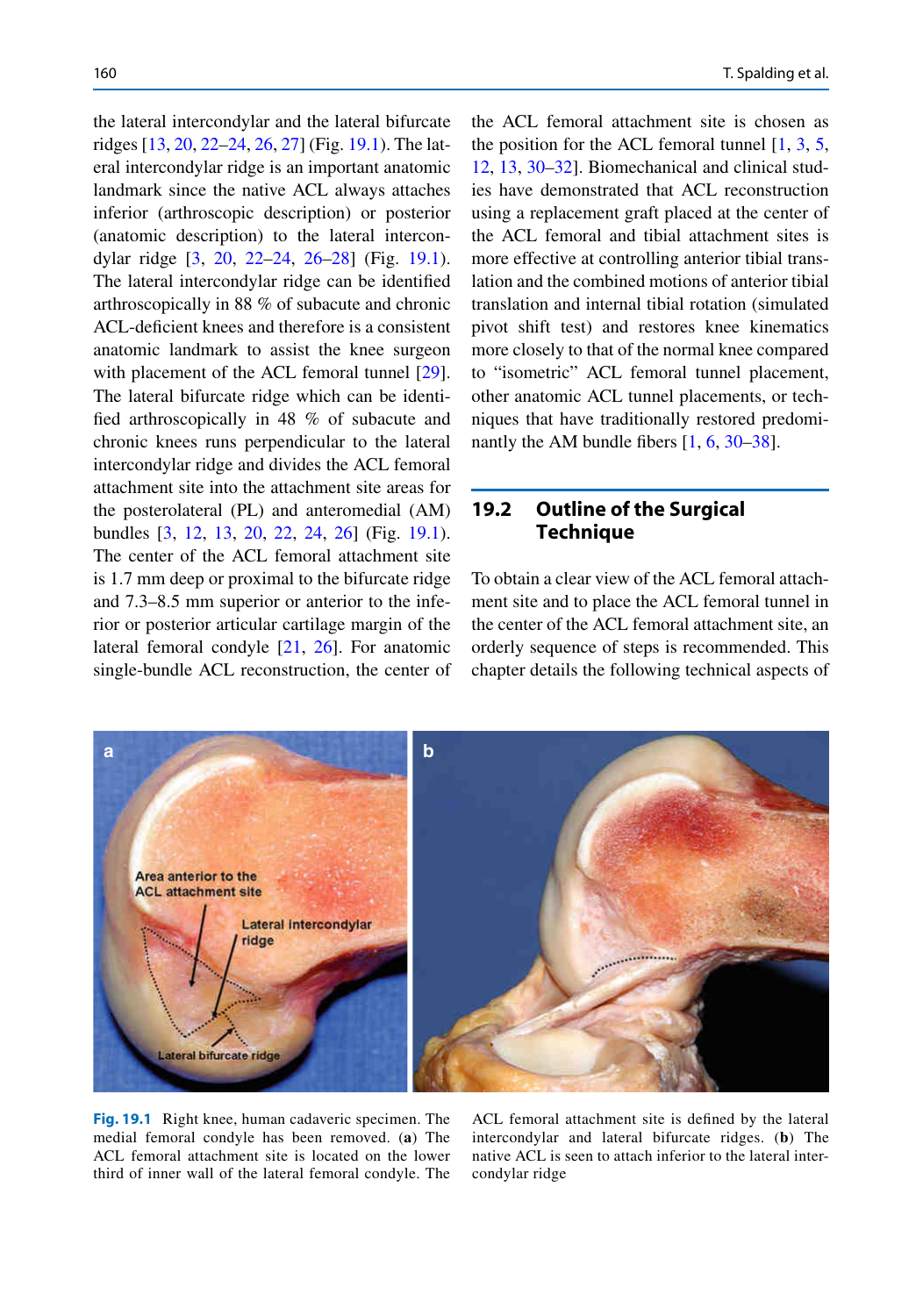the lateral intercondylar and the lateral bifurcate ridges [13, 20, 22–24, 26, 27] (Fig. 19.1). The lateral intercondylar ridge is an important anatomic landmark since the native ACL always attaches inferior (arthroscopic description) or posterior (anatomic description) to the lateral intercondylar ridge [3, 20, 22–24, 26–28] (Fig. 19.1). The lateral intercondylar ridge can be identified arthroscopically in 88 % of subacute and chronic ACL-deficient knees and therefore is a consistent anatomic landmark to assist the knee surgeon with placement of the ACL femoral tunnel [29]. The lateral bifurcate ridge which can be identified arthroscopically in 48 % of subacute and chronic knees runs perpendicular to the lateral intercondylar ridge and divides the ACL femoral attachment site into the attachment site areas for the posterolateral (PL) and anteromedial (AM) bundles [3, 12, 13, 20, 22, 24, 26] (Fig. 19.1). The center of the ACL femoral attachment site is 1.7 mm deep or proximal to the bifurcate ridge and 7.3–8.5 mm superior or anterior to the inferior or posterior articular cartilage margin of the lateral femoral condyle [21, 26]. For anatomic single-bundle ACL reconstruction, the center of the ACL femoral attachment site is chosen as the position for the ACL femoral tunnel [1, 3, 5, 12, 13, 30–32]. Biomechanical and clinical studies have demonstrated that ACL reconstruction using a replacement graft placed at the center of the ACL femoral and tibial attachment sites is more effective at controlling anterior tibial translation and the combined motions of anterior tibial translation and internal tibial rotation (simulated pivot shift test) and restores knee kinematics more closely to that of the normal knee compared to "isometric" ACL femoral tunnel placement, other anatomic ACL tunnel placements, or techniques that have traditionally restored predominantly the AM bundle fibers [1, 6, 30–38].

## 19.2 Outline of the Surgical Technique

To obtain a clear view of the ACL femoral attachment site and to place the ACL femoral tunnel in the center of the ACL femoral attachment site, an orderly sequence of steps is recommended. This chapter details the following technical aspects of

**Fig. 19.1** Right knee, human cadaveric specimen. The medial femoral condyle has been removed. (**a**) The ACL femoral attachment site is located on the lower third of inner wall of the lateral femoral condyle. The ACL femoral attachment site is defined by the lateral intercondylar and lateral bifurcate ridges. (**b**) The native ACL is seen to attach inferior to the lateral intercondylar ridge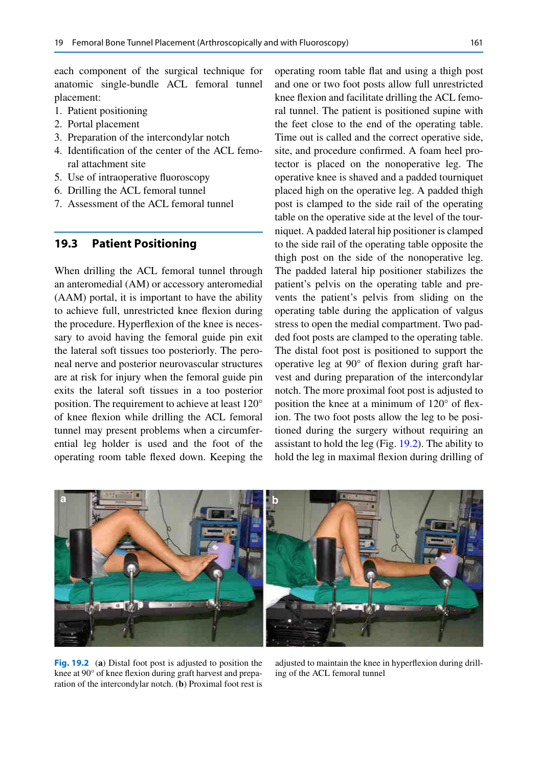each component of the surgical technique for anatomic single-bundle ACL femoral tunnel placement:

1. Patient positioning
2. Portal placement
3. Preparation of the intercondylar notch
4. Identification of the center of the ACL femoral attachment site
5. Use of intraoperative fluoroscopy
6. Drilling the ACL femoral tunnel
7. Assessment of the ACL femoral tunnel

## 19.3 Patient Positioning

When drilling the ACL femoral tunnel through an anteromedial (AM) or accessory anteromedial (AAM) portal, it is important to have the ability to achieve full, unrestricted knee flexion during the procedure. Hyperflexion of the knee is necessary to avoid having the femoral guide pin exit the lateral soft tissues too posteriorly. The peroneal nerve and posterior neurovascular structures are at risk for injury when the femoral guide pin exits the lateral soft tissues in a too posterior position. The requirement to achieve at least 120° of knee flexion while drilling the ACL femoral tunnel may present problems when a circumferential leg holder is used and the foot of the operating room table flexed down. Keeping the operating room table flat and using a thigh post and one or two foot posts allow full unrestricted knee flexion and facilitate drilling the ACL femoral tunnel. The patient is positioned supine with the feet close to the end of the operating table. Time out is called and the correct operative side, site, and procedure confirmed. A foam heel protector is placed on the nonoperative leg. The operative knee is shaved and a padded tourniquet placed high on the operative leg. A padded thigh post is clamped to the side rail of the operating table on the operative side at the level of the tourniquet. A padded lateral hip positioner is clamped to the side rail of the operating table opposite the thigh post on the side of the nonoperative leg. The padded lateral hip positioner stabilizes the patient's pelvis on the operating table and prevents the patient's pelvis from sliding on the operating table during the application of valgus stress to open the medial compartment. Two padded foot posts are clamped to the operating table. The distal foot post is positioned to support the operative leg at 90° of flexion during graft harvest and during preparation of the intercondylar notch. The more proximal foot post is adjusted to position the knee at a minimum of 120° of flexion. The two foot posts allow the leg to be positioned during the surgery without requiring an assistant to hold the leg (Fig. 19.2). The ability to hold the leg in maximal flexion during drilling of

**Fig. 19.2** (**a**) Distal foot post is adjusted to position the knee at 90° of knee flexion during graft harvest and preparation of the intercondylar notch. (**b**) Proximal foot rest is adjusted to maintain the knee in hyperflexion during drilling of the ACL femoral tunnel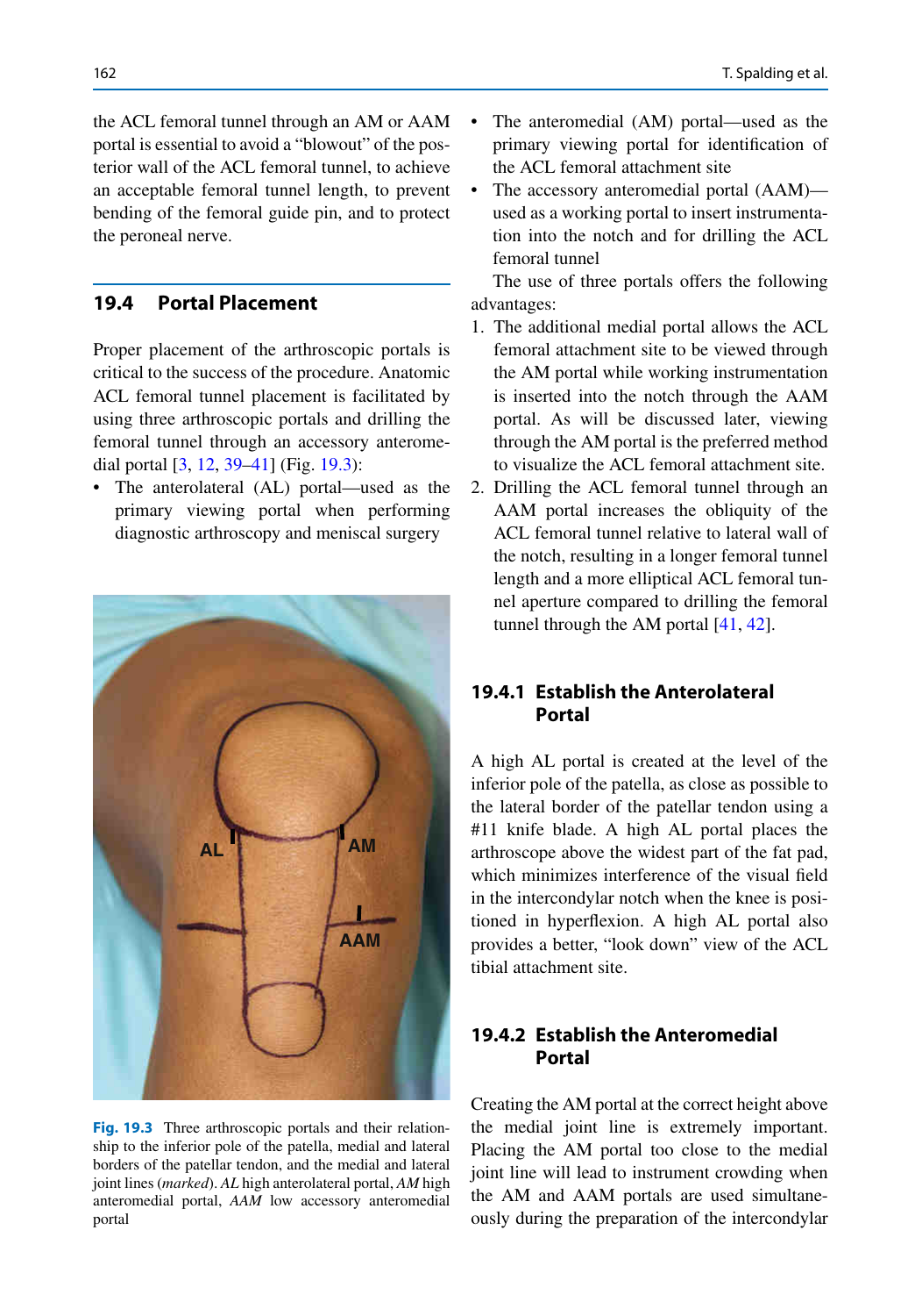the ACL femoral tunnel through an AM or AAM portal is essential to avoid a "blowout" of the posterior wall of the ACL femoral tunnel, to achieve an acceptable femoral tunnel length, to prevent bending of the femoral guide pin, and to protect the peroneal nerve.

## 19.4 Portal Placement

Proper placement of the arthroscopic portals is critical to the success of the procedure. Anatomic ACL femoral tunnel placement is facilitated by using three arthroscopic portals and drilling the femoral tunnel through an accessory anteromedial portal [3, 12, 39–41] (Fig. 19.3):

- The anterolateral (AL) portal—used as the primary viewing portal when performing diagnostic arthroscopy and meniscal surgery
- The anteromedial (AM) portal—used as the primary viewing portal for identification of the ACL femoral attachment site
- The accessory anteromedial portal (AAM)—used as a working portal to insert instrumentation into the notch and for drilling the ACL femoral tunnel

**Fig. 19.3** Three arthroscopic portals and their relationship to the inferior pole of the patella, medial and lateral borders of the patellar tendon, and the medial and lateral joint lines (*marked*). *AL* high anterolateral portal, *AM* high anteromedial portal, *AAM* low accessory anteromedial portal

The use of three portals offers the following advantages:

1. The additional medial portal allows the ACL femoral attachment site to be viewed through the AM portal while working instrumentation is inserted into the notch through the AAM portal. As will be discussed later, viewing through the AM portal is the preferred method to visualize the ACL femoral attachment site.
2. Drilling the ACL femoral tunnel through an AAM portal increases the obliquity of the ACL femoral tunnel relative to lateral wall of the notch, resulting in a longer femoral tunnel length and a more elliptical ACL femoral tunnel aperture compared to drilling the femoral tunnel through the AM portal [41, 42].

### 19.4.1 Establish the Anterolateral Portal

A high AL portal is created at the level of the inferior pole of the patella, as close as possible to the lateral border of the patellar tendon using a #11 knife blade. A high AL portal places the arthroscope above the widest part of the fat pad, which minimizes interference of the visual field in the intercondylar notch when the knee is positioned in hyperflexion. A high AL portal also provides a better, "look down" view of the ACL tibial attachment site.

### 19.4.2 Establish the Anteromedial Portal

Creating the AM portal at the correct height above the medial joint line is extremely important. Placing the AM portal too close to the medial joint line will lead to instrument crowding when the AM and AAM portals are used simultaneously during the preparation of the intercondylar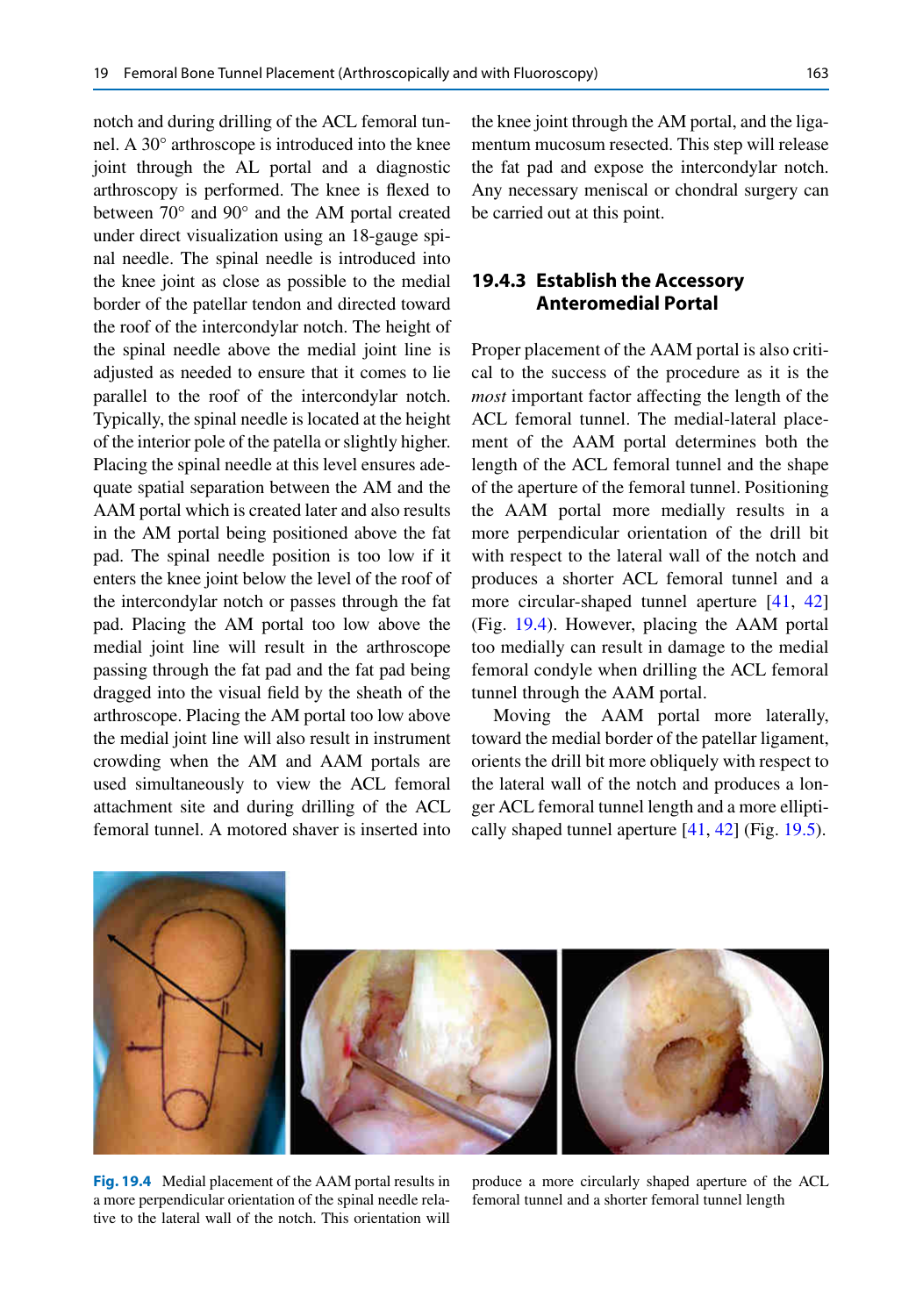notch and during drilling of the ACL femoral tunnel. A 30° arthroscope is introduced into the knee joint through the AL portal and a diagnostic arthroscopy is performed. The knee is flexed to between 70° and 90° and the AM portal created under direct visualization using an 18-gauge spinal needle. The spinal needle is introduced into the knee joint as close as possible to the medial border of the patellar tendon and directed toward the roof of the intercondylar notch. The height of the spinal needle above the medial joint line is adjusted as needed to ensure that it comes to lie parallel to the roof of the intercondylar notch. Typically, the spinal needle is located at the height of the interior pole of the patella or slightly higher. Placing the spinal needle at this level ensures adequate spatial separation between the AM and the AAM portal which is created later and also results in the AM portal being positioned above the fat pad. The spinal needle position is too low if it enters the knee joint below the level of the roof of the intercondylar notch or passes through the fat pad. Placing the AM portal too low above the medial joint line will result in the arthroscope passing through the fat pad and the fat pad being dragged into the visual field by the sheath of the arthroscope. Placing the AM portal too low above the medial joint line will also result in instrument crowding when the AM and AAM portals are used simultaneously to view the ACL femoral attachment site and during drilling of the ACL femoral tunnel. A motored shaver is inserted into the knee joint through the AM portal, and the ligamentum mucosum resected. This step will release the fat pad and expose the intercondylar notch. Any necessary meniscal or chondral surgery can be carried out at this point.

### 19.4.3 Establish the Accessory Anteromedial Portal

Proper placement of the AAM portal is also critical to the success of the procedure as it is the *most* important factor affecting the length of the ACL femoral tunnel. The medial-lateral placement of the AAM portal determines both the length of the ACL femoral tunnel and the shape of the aperture of the femoral tunnel. Positioning the AAM portal more medially results in a more perpendicular orientation of the drill bit with respect to the lateral wall of the notch and produces a shorter ACL femoral tunnel and a more circular-shaped tunnel aperture [41, 42] (Fig. 19.4). However, placing the AAM portal too medially can result in damage to the medial femoral condyle when drilling the ACL femoral tunnel through the AAM portal.

Moving the AAM portal more laterally, toward the medial border of the patellar ligament, orients the drill bit more obliquely with respect to the lateral wall of the notch and produces a longer ACL femoral tunnel length and a more elliptically shaped tunnel aperture [41, 42] (Fig. 19.5).

**Fig. 19.4** Medial placement of the AAM portal results in a more perpendicular orientation of the spinal needle relative to the lateral wall of the notch. This orientation will produce a more circularly shaped aperture of the ACL femoral tunnel and a shorter femoral tunnel length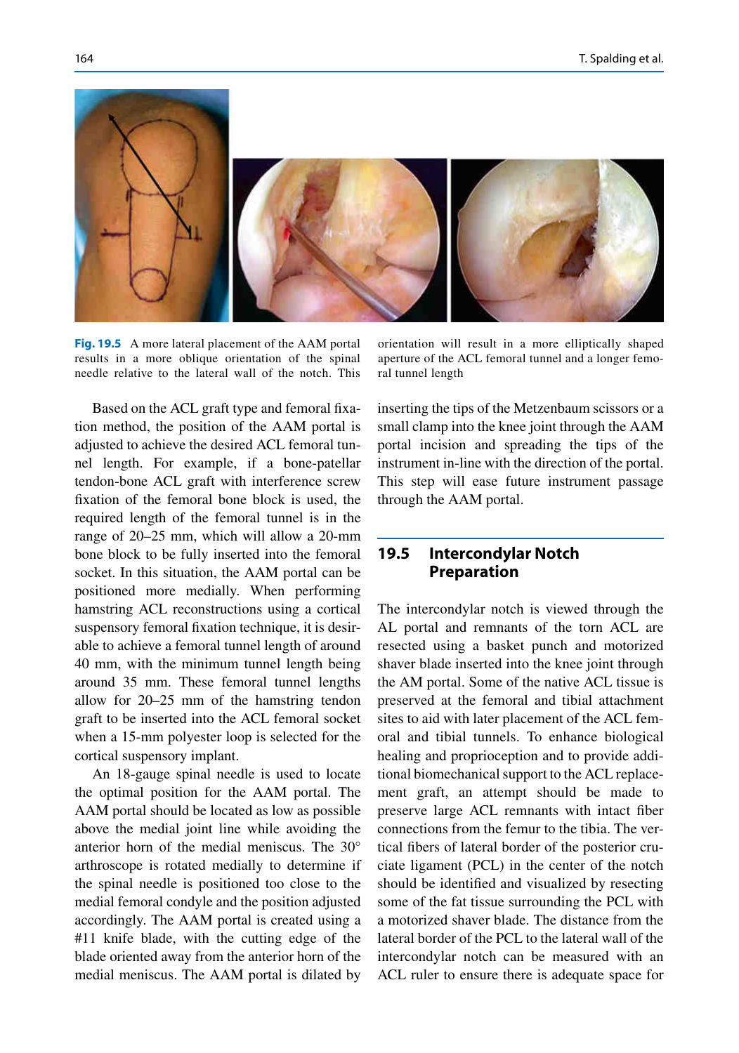**Fig. 19.5** A more lateral placement of the AAM portal results in a more oblique orientation of the spinal needle relative to the lateral wall of the notch. This orientation will result in a more elliptically shaped aperture of the ACL femoral tunnel and a longer femoral tunnel length

Based on the ACL graft type and femoral fixation method, the position of the AAM portal is adjusted to achieve the desired ACL femoral tunnel length. For example, if a bone-patellar tendon-bone ACL graft with interference screw fixation of the femoral bone block is used, the required length of the femoral tunnel is in the range of 20–25 mm, which will allow a 20-mm bone block to be fully inserted into the femoral socket. In this situation, the AAM portal can be positioned more medially. When performing hamstring ACL reconstructions using a cortical suspensory femoral fixation technique, it is desirable to achieve a femoral tunnel length of around 40 mm, with the minimum tunnel length being around 35 mm. These femoral tunnel lengths allow for 20–25 mm of the hamstring tendon graft to be inserted into the ACL femoral socket when a 15-mm polyester loop is selected for the cortical suspensory implant.

An 18-gauge spinal needle is used to locate the optimal position for the AAM portal. The AAM portal should be located as low as possible above the medial joint line while avoiding the anterior horn of the medial meniscus. The 30° arthroscope is rotated medially to determine if the spinal needle is positioned too close to the medial femoral condyle and the position adjusted accordingly. The AAM portal is created using a #11 knife blade, with the cutting edge of the blade oriented away from the anterior horn of the medial meniscus. The AAM portal is dilated by inserting the tips of the Metzenbaum scissors or a small clamp into the knee joint through the AAM portal incision and spreading the tips of the instrument in-line with the direction of the portal. This step will ease future instrument passage through the AAM portal.

## 19.5 Intercondylar Notch Preparation

The intercondylar notch is viewed through the AL portal and remnants of the torn ACL are resected using a basket punch and motorized shaver blade inserted into the knee joint through the AM portal. Some of the native ACL tissue is preserved at the femoral and tibial attachment sites to aid with later placement of the ACL femoral and tibial tunnels. To enhance biological healing and proprioception and to provide additional biomechanical support to the ACL replacement graft, an attempt should be made to preserve large ACL remnants with intact fiber connections from the femur to the tibia. The vertical fibers of lateral border of the posterior cruciate ligament (PCL) in the center of the notch should be identified and visualized by resecting some of the fat tissue surrounding the PCL with a motorized shaver blade. The distance from the lateral border of the PCL to the lateral wall of the intercondylar notch can be measured with an ACL ruler to ensure there is adequate space for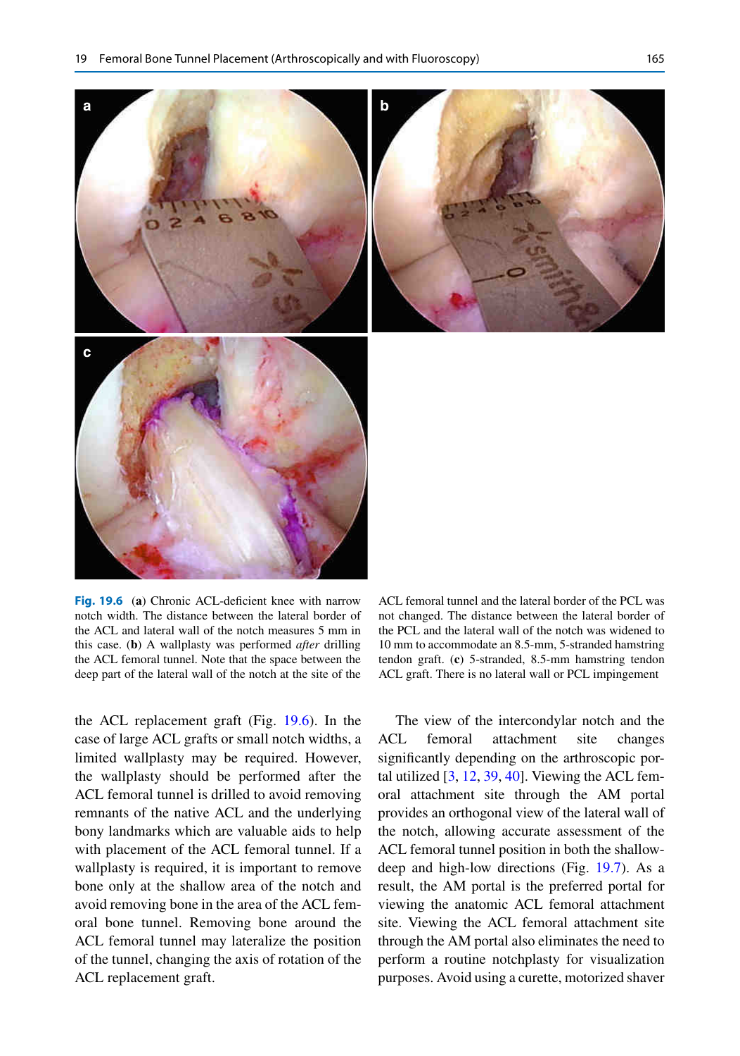**Fig. 19.6** (**a**) Chronic ACL-deficient knee with narrow notch width. The distance between the lateral border of the ACL and lateral wall of the notch measures 5 mm in this case. (**b**) A wallplasty was performed *after* drilling the ACL femoral tunnel. Note that the space between the deep part of the lateral wall of the notch at the site of the ACL femoral tunnel and the lateral border of the PCL was not changed. The distance between the lateral border of the PCL and the lateral wall of the notch was widened to 10 mm to accommodate an 8.5-mm, 5-stranded hamstring tendon graft. (**c**) 5-stranded, 8.5-mm hamstring tendon ACL graft. There is no lateral wall or PCL impingement

the ACL replacement graft (Fig. 19.6). In the case of large ACL grafts or small notch widths, a limited wallplasty may be required. However, the wallplasty should be performed after the ACL femoral tunnel is drilled to avoid removing remnants of the native ACL and the underlying bony landmarks which are valuable aids to help with placement of the ACL femoral tunnel. If a wallplasty is required, it is important to remove bone only at the shallow area of the notch and avoid removing bone in the area of the ACL femoral bone tunnel. Removing bone around the ACL femoral tunnel may lateralize the position of the tunnel, changing the axis of rotation of the ACL replacement graft.

The view of the intercondylar notch and the ACL femoral attachment site changes significantly depending on the arthroscopic portal utilized [3, 12, 39, 40]. Viewing the ACL femoral attachment site through the AM portal provides an orthogonal view of the lateral wall of the notch, allowing accurate assessment of the ACL femoral tunnel position in both the shallow-deep and high-low directions (Fig. 19.7). As a result, the AM portal is the preferred portal for viewing the anatomic ACL femoral attachment site. Viewing the ACL femoral attachment site through the AM portal also eliminates the need to perform a routine notchplasty for visualization purposes. Avoid using a curette, motorized shaver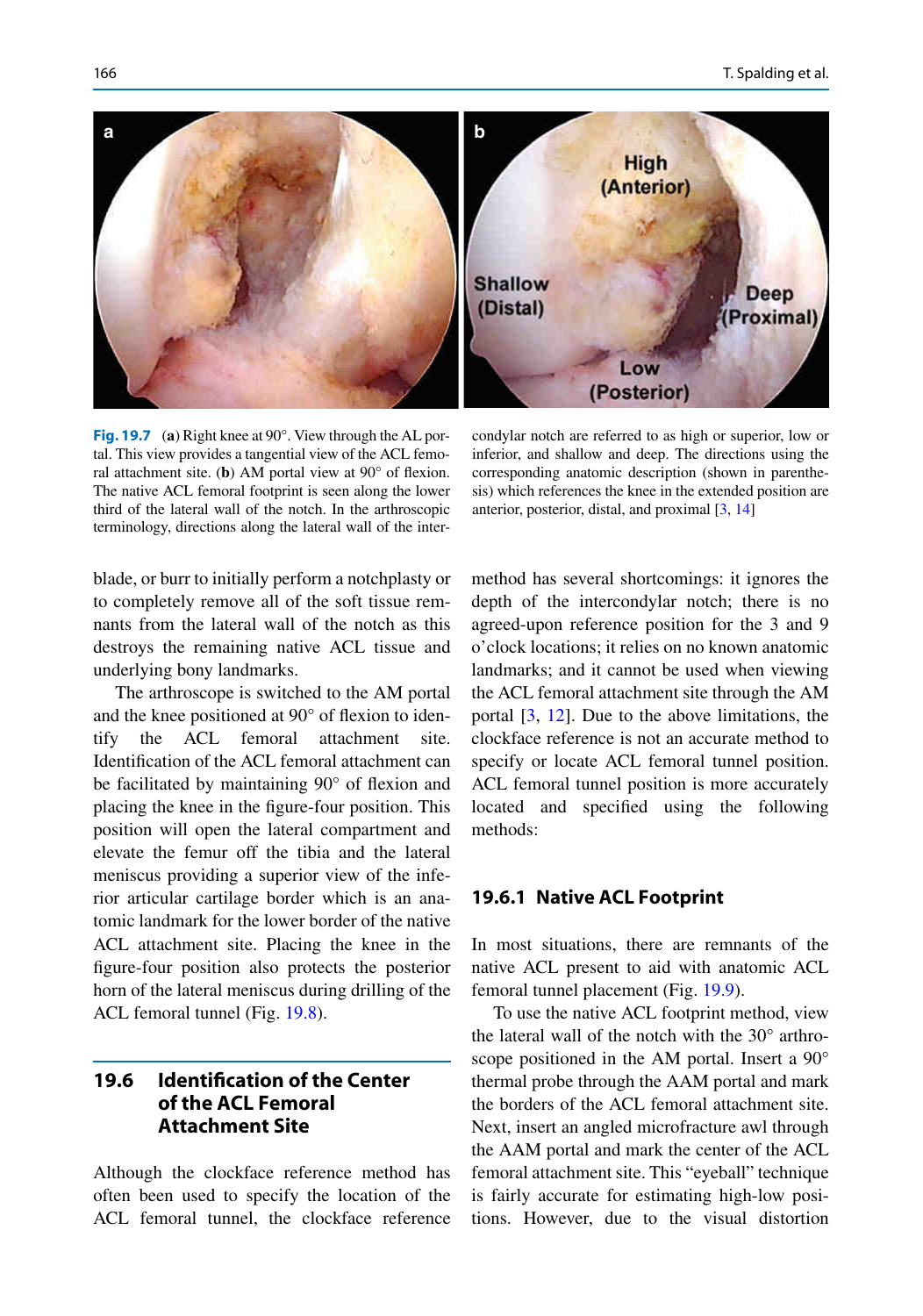**Fig. 19.7** (**a**) Right knee at 90°. View through the AL portal. This view provides a tangential view of the ACL femoral attachment site. (**b**) AM portal view at 90° of flexion. The native ACL femoral footprint is seen along the lower third of the lateral wall of the notch. In the arthroscopic terminology, directions along the lateral wall of the intercondylar notch are referred to as high or superior, low or inferior, and shallow and deep. The directions using the corresponding anatomic description (shown in parenthesis) which references the knee in the extended position are anterior, posterior, distal, and proximal [3, 14]

blade, or burr to initially perform a notchplasty or to completely remove all of the soft tissue remnants from the lateral wall of the notch as this destroys the remaining native ACL tissue and underlying bony landmarks.

The arthroscope is switched to the AM portal and the knee positioned at 90° of flexion to identify the ACL femoral attachment site. Identification of the ACL femoral attachment can be facilitated by maintaining 90° of flexion and placing the knee in the figure-four position. This position will open the lateral compartment and elevate the femur off the tibia and the lateral meniscus providing a superior view of the inferior articular cartilage border which is an anatomic landmark for the lower border of the native ACL attachment site. Placing the knee in the figure-four position also protects the posterior horn of the lateral meniscus during drilling of the ACL femoral tunnel (Fig. 19.8).

## 19.6 Identification of the Center of the ACL Femoral Attachment Site

Although the clockface reference method has often been used to specify the location of the ACL femoral tunnel, the clockface reference method has several shortcomings: it ignores the depth of the intercondylar notch; there is no agreed-upon reference position for the 3 and 9 o'clock locations; it relies on no known anatomic landmarks; and it cannot be used when viewing the ACL femoral attachment site through the AM portal [3, 12]. Due to the above limitations, the clockface reference is not an accurate method to specify or locate ACL femoral tunnel position. ACL femoral tunnel position is more accurately located and specified using the following methods:

### 19.6.1 Native ACL Footprint

In most situations, there are remnants of the native ACL present to aid with anatomic ACL femoral tunnel placement (Fig. 19.9).

To use the native ACL footprint method, view the lateral wall of the notch with the 30° arthroscope positioned in the AM portal. Insert a 90° thermal probe through the AAM portal and mark the borders of the ACL femoral attachment site. Next, insert an angled microfracture awl through the AAM portal and mark the center of the ACL femoral attachment site. This "eyeball" technique is fairly accurate for estimating high-low positions. However, due to the visual distortion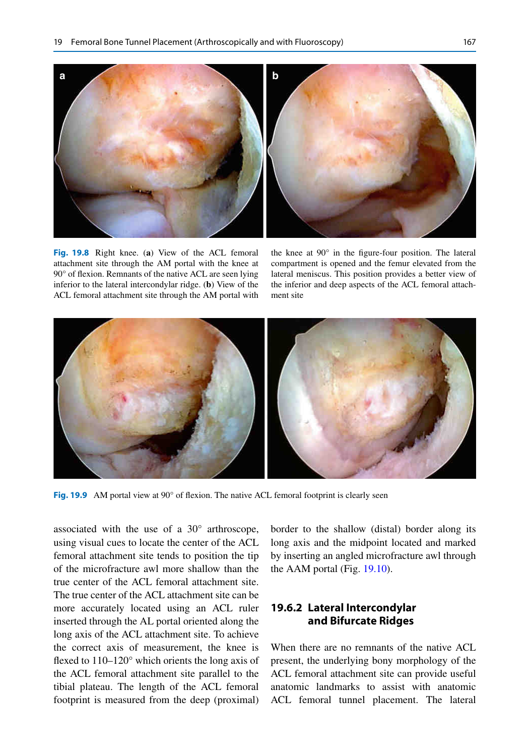**Fig. 19.8** Right knee. (**a**) View of the ACL femoral attachment site through the AM portal with the knee at 90° of flexion. Remnants of the native ACL are seen lying inferior to the lateral intercondylar ridge. (**b**) View of the ACL femoral attachment site through the AM portal with the knee at 90° in the figure-four position. The lateral compartment is opened and the femur elevated from the lateral meniscus. This position provides a better view of the inferior and deep aspects of the ACL femoral attachment site

**Fig. 19.9** AM portal view at 90° of flexion. The native ACL femoral footprint is clearly seen

associated with the use of a 30° arthroscope, using visual cues to locate the center of the ACL femoral attachment site tends to position the tip of the microfracture awl more shallow than the true center of the ACL femoral attachment site. The true center of the ACL attachment site can be more accurately located using an ACL ruler inserted through the AL portal oriented along the long axis of the ACL attachment site. To achieve the correct axis of measurement, the knee is flexed to 110–120° which orients the long axis of the ACL femoral attachment site parallel to the tibial plateau. The length of the ACL femoral footprint is measured from the deep (proximal) border to the shallow (distal) border along its long axis and the midpoint located and marked by inserting an angled microfracture awl through the AAM portal (Fig. 19.10).

### 19.6.2 Lateral Intercondylar and Bifurcate Ridges

When there are no remnants of the native ACL present, the underlying bony morphology of the ACL femoral attachment site can provide useful anatomic landmarks to assist with anatomic ACL femoral tunnel placement. The lateral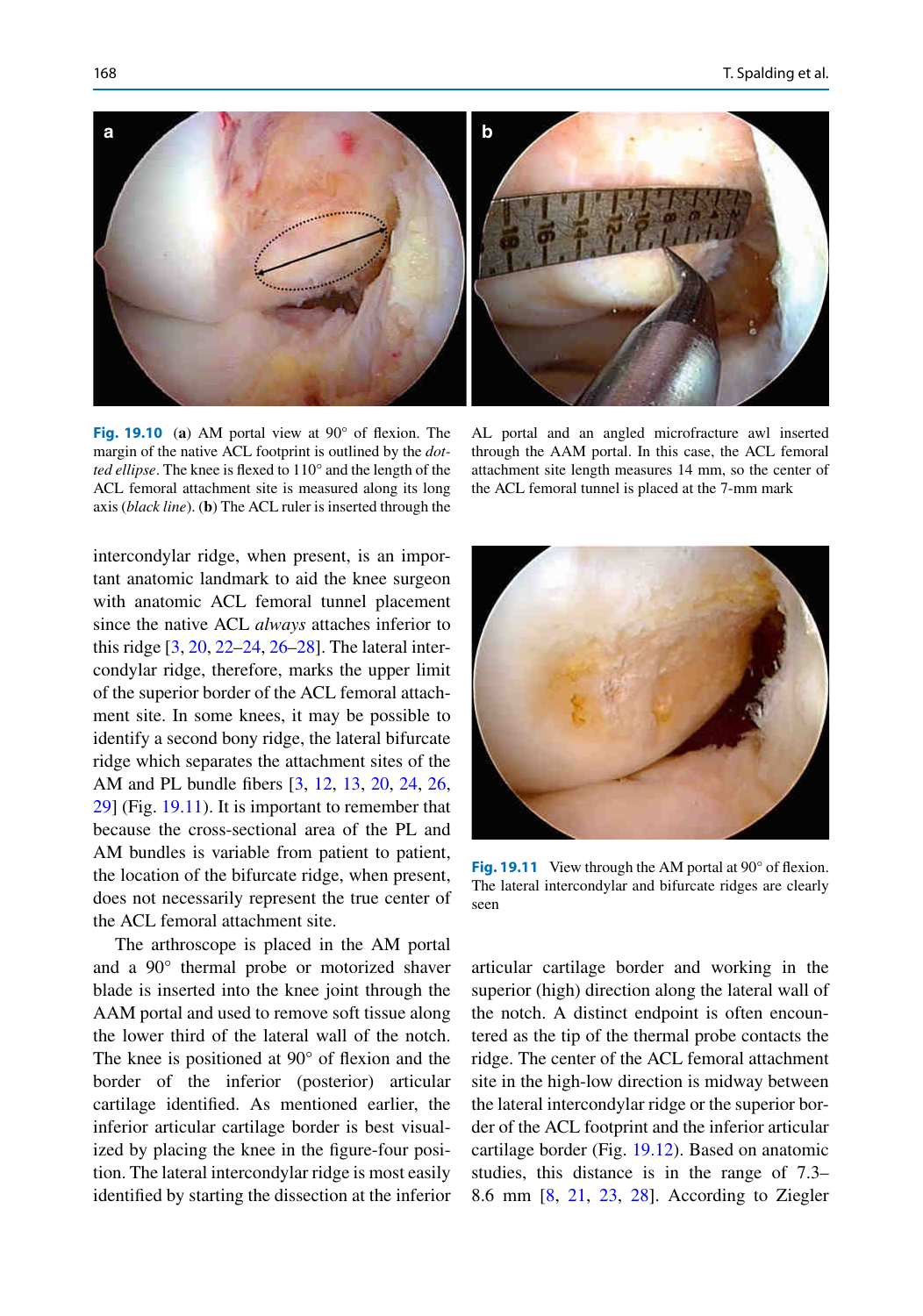**Fig. 19.10** (**a**) AM portal view at 90° of flexion. The margin of the native ACL footprint is outlined by the *dotted ellipse*. The knee is flexed to 110° and the length of the ACL femoral attachment site is measured along its long axis (*black line*). (**b**) The ACL ruler is inserted through the AL portal and an angled microfracture awl inserted through the AAM portal. In this case, the ACL femoral attachment site length measures 14 mm, so the center of the ACL femoral tunnel is placed at the 7-mm mark

intercondylar ridge, when present, is an important anatomic landmark to aid the knee surgeon with anatomic ACL femoral tunnel placement since the native ACL *always* attaches inferior to this ridge [3, 20, 22–24, 26–28]. The lateral intercondylar ridge, therefore, marks the upper limit of the superior border of the ACL femoral attachment site. In some knees, it may be possible to identify a second bony ridge, the lateral bifurcate ridge which separates the attachment sites of the AM and PL bundle fibers [3, 12, 13, 20, 24, 26, 29] (Fig. 19.11). It is important to remember that because the cross-sectional area of the PL and AM bundles is variable from patient to patient, the location of the bifurcate ridge, when present, does not necessarily represent the true center of the ACL femoral attachment site.

The arthroscope is placed in the AM portal and a 90° thermal probe or motorized shaver blade is inserted into the knee joint through the AAM portal and used to remove soft tissue along the lower third of the lateral wall of the notch. The knee is positioned at 90° of flexion and the border of the inferior (posterior) articular cartilage identified. As mentioned earlier, the inferior articular cartilage border is best visualized by placing the knee in the figure-four position. The lateral intercondylar ridge is most easily identified by starting the dissection at the inferior articular cartilage border and working in the superior (high) direction along the lateral wall of the notch. A distinct endpoint is often encountered as the tip of the thermal probe contacts the ridge. The center of the ACL femoral attachment site in the high-low direction is midway between the lateral intercondylar ridge or the superior border of the ACL footprint and the inferior articular cartilage border (Fig. 19.12). Based on anatomic studies, this distance is in the range of 7.3–8.6 mm [8, 21, 23, 28]. According to Ziegler

**Fig. 19.11** View through the AM portal at 90° of flexion. The lateral intercondylar and bifurcate ridges are clearly seen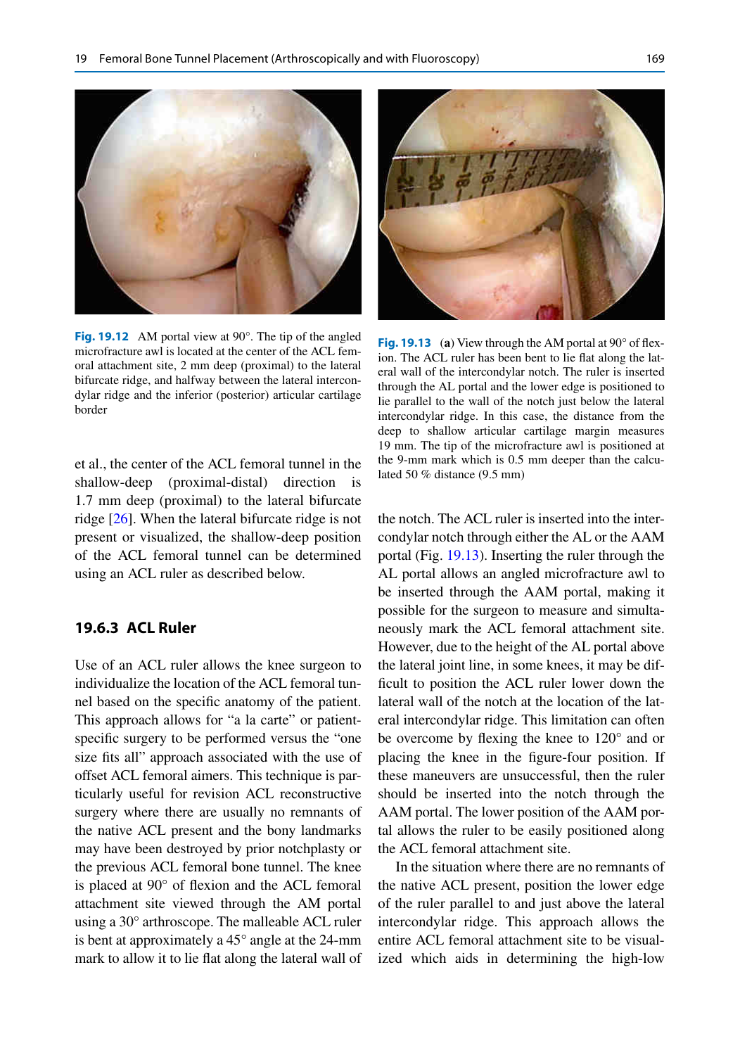Fig. 19.12 AM portal view at 90°. The tip of the angled microfracture awl is located at the center of the ACL femoral attachment site, 2 mm deep (proximal) to the lateral bifurcate ridge, and halfway between the lateral intercondylar ridge and the inferior (posterior) articular cartilage border

Fig. 19.13 (**a**) View through the AM portal at 90° of flexion. The ACL ruler has been bent to lie flat along the lateral wall of the intercondylar notch. The ruler is inserted through the AL portal and the lower edge is positioned to lie parallel to the wall of the notch just below the lateral intercondylar ridge. In this case, the distance from the deep to shallow articular cartilage margin measures 19 mm. The tip of the microfracture awl is positioned at the 9-mm mark which is 0.5 mm deeper than the calculated 50 % distance (9.5 mm)

et al., the center of the ACL femoral tunnel in the shallow-deep (proximal-distal) direction is 1.7 mm deep (proximal) to the lateral bifurcate ridge [26]. When the lateral bifurcate ridge is not present or visualized, the shallow-deep position of the ACL femoral tunnel can be determined using an ACL ruler as described below.

### 19.6.3 ACL Ruler

Use of an ACL ruler allows the knee surgeon to individualize the location of the ACL femoral tunnel based on the specific anatomy of the patient. This approach allows for "a la carte" or patient-specific surgery to be performed versus the "one size fits all" approach associated with the use of offset ACL femoral aimers. This technique is particularly useful for revision ACL reconstructive surgery where there are usually no remnants of the native ACL present and the bony landmarks may have been destroyed by prior notchplasty or the previous ACL femoral bone tunnel. The knee is placed at 90° of flexion and the ACL femoral attachment site viewed through the AM portal using a 30° arthroscope. The malleable ACL ruler is bent at approximately a 45° angle at the 24-mm mark to allow it to lie flat along the lateral wall of the notch. The ACL ruler is inserted into the intercondylar notch through either the AL or the AAM portal (Fig. 19.13). Inserting the ruler through the AL portal allows an angled microfracture awl to be inserted through the AAM portal, making it possible for the surgeon to measure and simultaneously mark the ACL femoral attachment site. However, due to the height of the AL portal above the lateral joint line, in some knees, it may be difficult to position the ACL ruler lower down the lateral wall of the notch at the location of the lateral intercondylar ridge. This limitation can often be overcome by flexing the knee to 120° and or placing the knee in the figure-four position. If these maneuvers are unsuccessful, then the ruler should be inserted into the notch through the AAM portal. The lower position of the AAM portal allows the ruler to be easily positioned along the ACL femoral attachment site.

In the situation where there are no remnants of the native ACL present, position the lower edge of the ruler parallel to and just above the lateral intercondylar ridge. This approach allows the entire ACL femoral attachment site to be visualized which aids in determining the high-low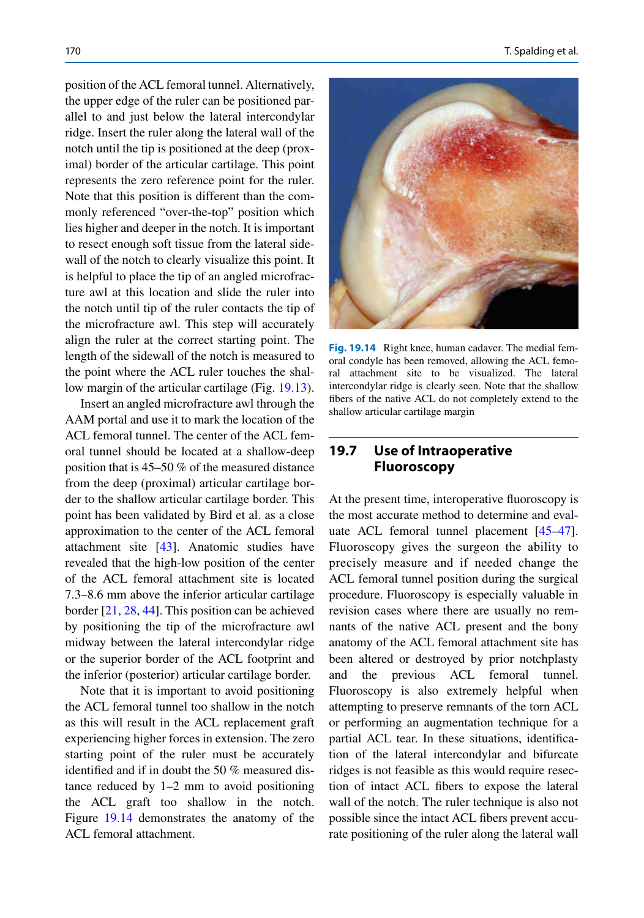position of the ACL femoral tunnel. Alternatively, the upper edge of the ruler can be positioned parallel to and just below the lateral intercondylar ridge. Insert the ruler along the lateral wall of the notch until the tip is positioned at the deep (proximal) border of the articular cartilage. This point represents the zero reference point for the ruler. Note that this position is different than the commonly referenced "over-the-top" position which lies higher and deeper in the notch. It is important to resect enough soft tissue from the lateral sidewall of the notch to clearly visualize this point. It is helpful to place the tip of an angled microfracture awl at this location and slide the ruler into the notch until tip of the ruler contacts the tip of the microfracture awl. This step will accurately align the ruler at the correct starting point. The length of the sidewall of the notch is measured to the point where the ACL ruler touches the shallow margin of the articular cartilage (Fig. 19.13).

Insert an angled microfracture awl through the AAM portal and use it to mark the location of the ACL femoral tunnel. The center of the ACL femoral tunnel should be located at a shallow-deep position that is 45–50 % of the measured distance from the deep (proximal) articular cartilage border to the shallow articular cartilage border. This point has been validated by Bird et al. as a close approximation to the center of the ACL femoral attachment site [43]. Anatomic studies have revealed that the high-low position of the center of the ACL femoral attachment site is located 7.3–8.6 mm above the inferior articular cartilage border [21, 28, 44]. This position can be achieved by positioning the tip of the microfracture awl midway between the lateral intercondylar ridge or the superior border of the ACL footprint and the inferior (posterior) articular cartilage border.

Note that it is important to avoid positioning the ACL femoral tunnel too shallow in the notch as this will result in the ACL replacement graft experiencing higher forces in extension. The zero starting point of the ruler must be accurately identified and if in doubt the 50 % measured distance reduced by 1–2 mm to avoid positioning the ACL graft too shallow in the notch. Figure 19.14 demonstrates the anatomy of the ACL femoral attachment.

**Fig. 19.14** Right knee, human cadaver. The medial femoral condyle has been removed, allowing the ACL femoral attachment site to be visualized. The lateral intercondylar ridge is clearly seen. Note that the shallow fibers of the native ACL do not completely extend to the shallow articular cartilage margin

## 19.7 Use of Intraoperative Fluoroscopy

At the present time, interoperative fluoroscopy is the most accurate method to determine and evaluate ACL femoral tunnel placement [45–47]. Fluoroscopy gives the surgeon the ability to precisely measure and if needed change the ACL femoral tunnel position during the surgical procedure. Fluoroscopy is especially valuable in revision cases where there are usually no remnants of the native ACL present and the bony anatomy of the ACL femoral attachment site has been altered or destroyed by prior notchplasty and the previous ACL femoral tunnel. Fluoroscopy is also extremely helpful when attempting to preserve remnants of the torn ACL or performing an augmentation technique for a partial ACL tear. In these situations, identification of the lateral intercondylar and bifurcate ridges is not feasible as this would require resection of intact ACL fibers to expose the lateral wall of the notch. The ruler technique is also not possible since the intact ACL fibers prevent accurate positioning of the ruler along the lateral wall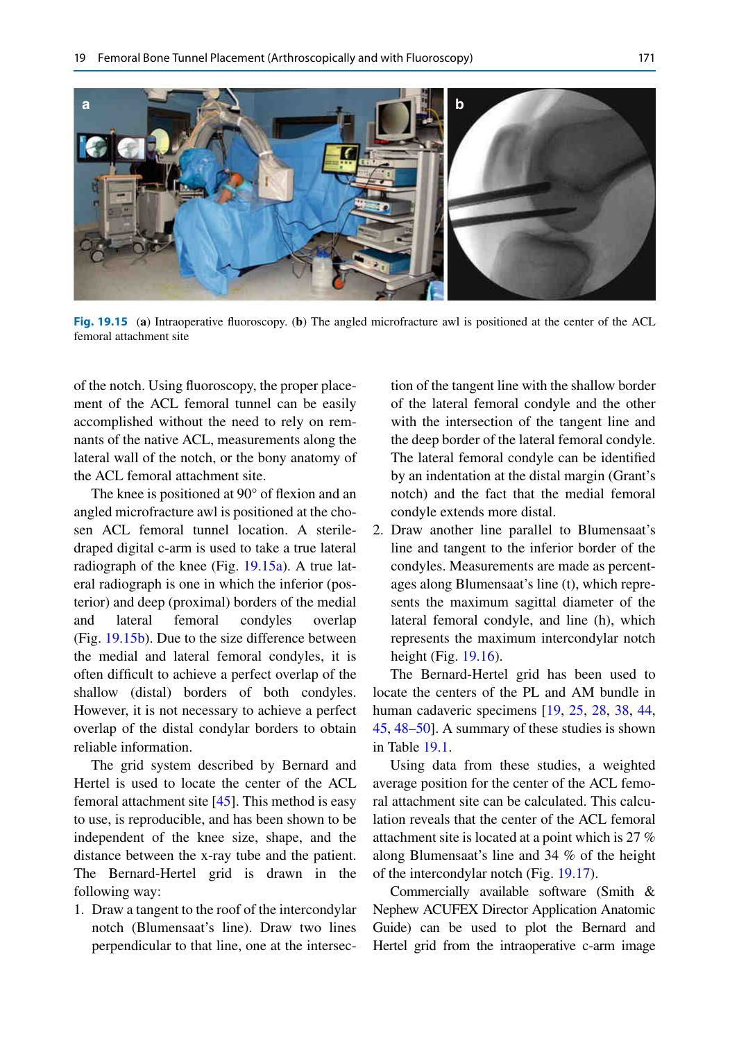**Fig. 19.15** (**a**) Intraoperative fluoroscopy. (**b**) The angled microfracture awl is positioned at the center of the ACL femoral attachment site

of the notch. Using fluoroscopy, the proper placement of the ACL femoral tunnel can be easily accomplished without the need to rely on remnants of the native ACL, measurements along the lateral wall of the notch, or the bony anatomy of the ACL femoral attachment site.

The knee is positioned at 90° of flexion and an angled microfracture awl is positioned at the chosen ACL femoral tunnel location. A sterile-draped digital c-arm is used to take a true lateral radiograph of the knee (Fig. 19.15a). A true lateral radiograph is one in which the inferior (posterior) and deep (proximal) borders of the medial and lateral femoral condyles overlap (Fig. 19.15b). Due to the size difference between the medial and lateral femoral condyles, it is often difficult to achieve a perfect overlap of the shallow (distal) borders of both condyles. However, it is not necessary to achieve a perfect overlap of the distal condylar borders to obtain reliable information.

The grid system described by Bernard and Hertel is used to locate the center of the ACL femoral attachment site [45]. This method is easy to use, is reproducible, and has been shown to be independent of the knee size, shape, and the distance between the x-ray tube and the patient. The Bernard-Hertel grid is drawn in the following way:

1. Draw a tangent to the roof of the intercondylar notch (Blumensaat's line). Draw two lines perpendicular to that line, one at the intersection of the tangent line with the shallow border of the lateral femoral condyle and the other with the intersection of the tangent line and the deep border of the lateral femoral condyle. The lateral femoral condyle can be identified by an indentation at the distal margin (Grant's notch) and the fact that the medial femoral condyle extends more distal.
2. Draw another line parallel to Blumensaat's line and tangent to the inferior border of the condyles. Measurements are made as percentages along Blumensaat's line (t), which represents the maximum sagittal diameter of the lateral femoral condyle, and line (h), which represents the maximum intercondylar notch height (Fig. 19.16).

The Bernard-Hertel grid has been used to locate the centers of the PL and AM bundle in human cadaveric specimens [19, 25, 28, 38, 44, 45, 48–50]. A summary of these studies is shown in Table 19.1.

Using data from these studies, a weighted average position for the center of the ACL femoral attachment site can be calculated. This calculation reveals that the center of the ACL femoral attachment site is located at a point which is 27 % along Blumensaat's line and 34 % of the height of the intercondylar notch (Fig. 19.17).

Commercially available software (Smith & Nephew ACUFEX Director Application Anatomic Guide) can be used to plot the Bernard and Hertel grid from the intraoperative c-arm image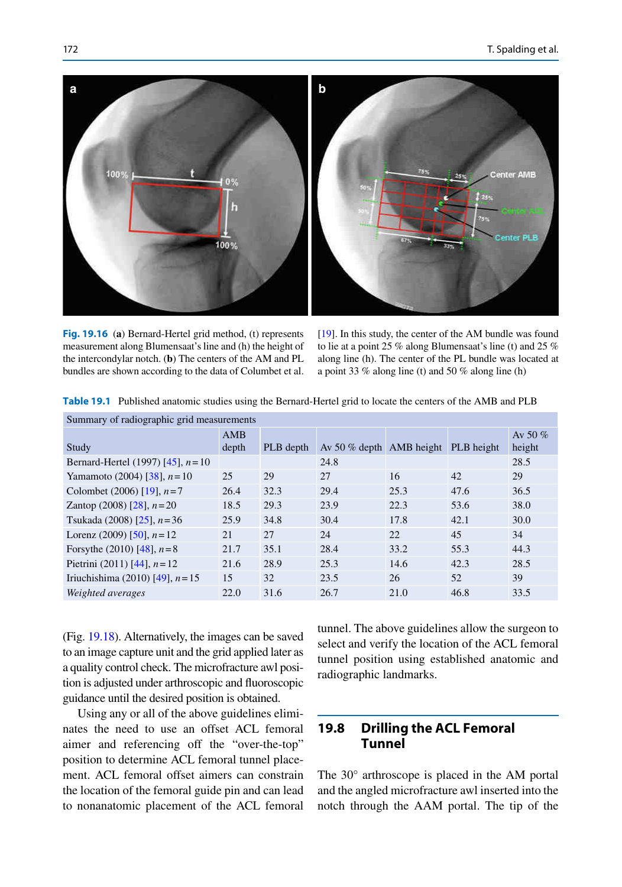**Fig. 19.16** (**a**) Bernard-Hertel grid method, (t) represents measurement along Blumensaat's line and (h) the height of the intercondylar notch. (**b**) The centers of the AM and PL bundles are shown according to the data of Columbet et al. [19]. In this study, the center of the AM bundle was found to lie at a point 25 % along Blumensaat's line (t) and 25 % along line (h). The center of the PL bundle was located at a point 33 % along line (t) and 50 % along line (h)

**Table 19.1** Published anatomic studies using the Bernard-Hertel grid to locate the centers of the AMB and PLB

| Summary of radiographic grid measurements | | | | | | |
|---|---|---|---|---|---|---|
| Study | AMB depth | PLB depth | Av 50 % depth | AMB height | PLB height | Av 50 % height |
| Bernard-Hertel (1997) [45], $n=10$ | | | 24.8 | | | 28.5 |
| Yamamoto (2004) [38], $n=10$ | 25 | 29 | 27 | 16 | 42 | 29 |
| Colombet (2006) [19], $n=7$ | 26.4 | 32.3 | 29.4 | 25.3 | 47.6 | 36.5 |
| Zantop (2008) [28], $n=20$ | 18.5 | 29.3 | 23.9 | 22.3 | 53.6 | 38.0 |
| Tsukada (2008) [25], $n=36$ | 25.9 | 34.8 | 30.4 | 17.8 | 42.1 | 30.0 |
| Lorenz (2009) [50], $n=12$ | 21 | 27 | 24 | 22 | 45 | 34 |
| Forsythe (2010) [48], $n=8$ | 21.7 | 35.1 | 28.4 | 33.2 | 55.3 | 44.3 |
| Pietrini (2011) [44], $n=12$ | 21.6 | 28.9 | 25.3 | 14.6 | 42.3 | 28.5 |
| Iriuchishima (2010) [49], $n=15$ | 15 | 32 | 23.5 | 26 | 52 | 39 |
| *Weighted averages* | 22.0 | 31.6 | 26.7 | 21.0 | 46.8 | 33.5 |

(Fig. 19.18). Alternatively, the images can be saved to an image capture unit and the grid applied later as a quality control check. The microfracture awl position is adjusted under arthroscopic and fluoroscopic guidance until the desired position is obtained.

Using any or all of the above guidelines eliminates the need to use an offset ACL femoral aimer and referencing off the "over-the-top" position to determine ACL femoral tunnel placement. ACL femoral offset aimers can constrain the location of the femoral guide pin and can lead to nonanatomic placement of the ACL femoral tunnel. The above guidelines allow the surgeon to select and verify the location of the ACL femoral tunnel position using established anatomic and radiographic landmarks.

## 19.8 Drilling the ACL Femoral Tunnel

The 30° arthroscope is placed in the AM portal and the angled microfracture awl inserted into the notch through the AAM portal. The tip of the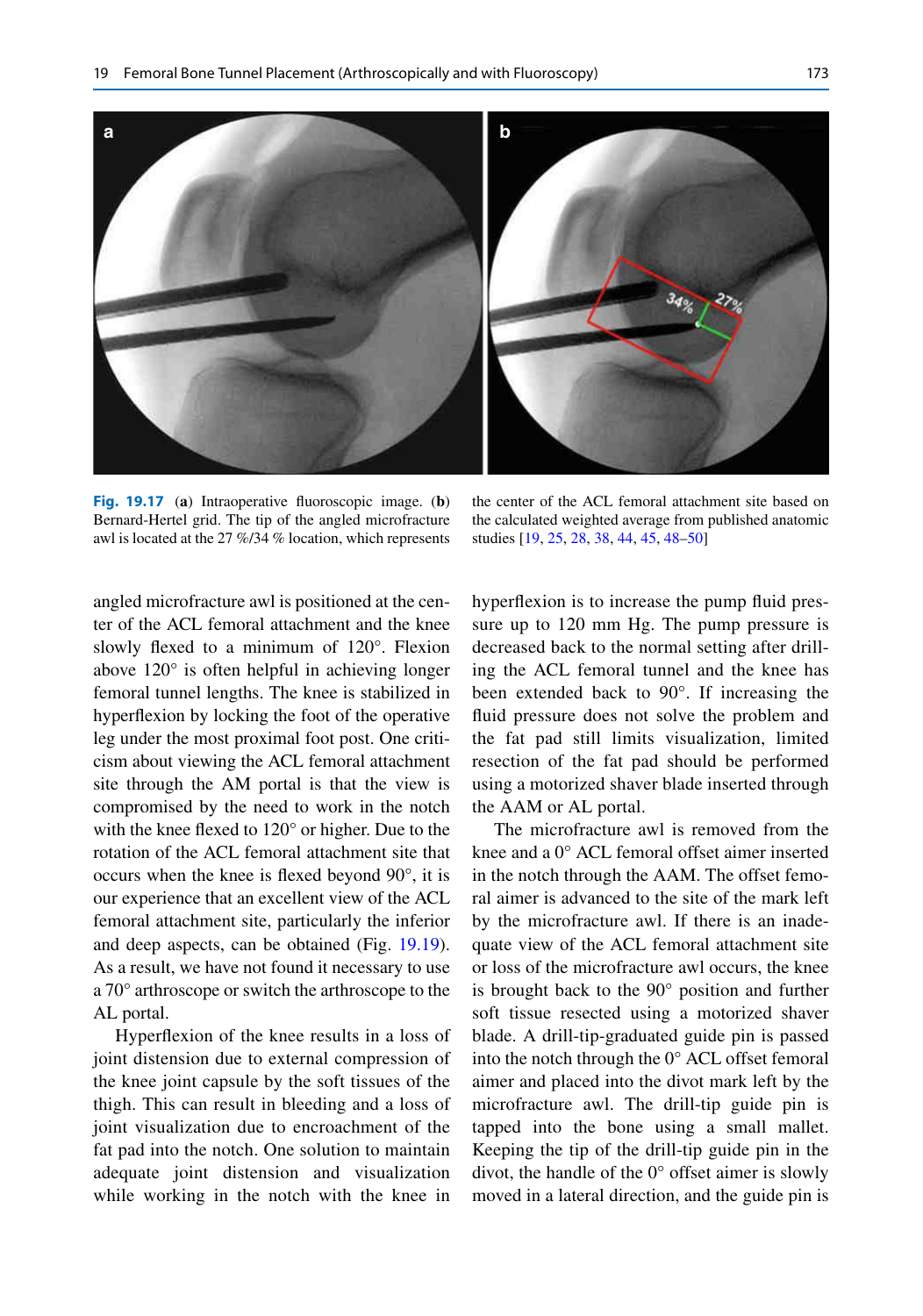**Fig. 19.17** (**a**) Intraoperative fluoroscopic image. (**b**) Bernard-Hertel grid. The tip of the angled microfracture awl is located at the 27 %/34 % location, which represents the center of the ACL femoral attachment site based on the calculated weighted average from published anatomic studies [19, 25, 28, 38, 44, 45, 48–50]

angled microfracture awl is positioned at the center of the ACL femoral attachment and the knee slowly flexed to a minimum of 120°. Flexion above 120° is often helpful in achieving longer femoral tunnel lengths. The knee is stabilized in hyperflexion by locking the foot of the operative leg under the most proximal foot post. One criticism about viewing the ACL femoral attachment site through the AM portal is that the view is compromised by the need to work in the notch with the knee flexed to 120° or higher. Due to the rotation of the ACL femoral attachment site that occurs when the knee is flexed beyond 90°, it is our experience that an excellent view of the ACL femoral attachment site, particularly the inferior and deep aspects, can be obtained (Fig. 19.19). As a result, we have not found it necessary to use a 70° arthroscope or switch the arthroscope to the AL portal.

Hyperflexion of the knee results in a loss of joint distension due to external compression of the knee joint capsule by the soft tissues of the thigh. This can result in bleeding and a loss of joint visualization due to encroachment of the fat pad into the notch. One solution to maintain adequate joint distension and visualization while working in the notch with the knee in hyperflexion is to increase the pump fluid pressure up to 120 mm Hg. The pump pressure is decreased back to the normal setting after drilling the ACL femoral tunnel and the knee has been extended back to 90°. If increasing the fluid pressure does not solve the problem and the fat pad still limits visualization, limited resection of the fat pad should be performed using a motorized shaver blade inserted through the AAM or AL portal.

The microfracture awl is removed from the knee and a 0° ACL femoral offset aimer inserted in the notch through the AAM. The offset femoral aimer is advanced to the site of the mark left by the microfracture awl. If there is an inadequate view of the ACL femoral attachment site or loss of the microfracture awl occurs, the knee is brought back to the 90° position and further soft tissue resected using a motorized shaver blade. A drill-tip-graduated guide pin is passed into the notch through the 0° ACL offset femoral aimer and placed into the divot mark left by the microfracture awl. The drill-tip guide pin is tapped into the bone using a small mallet. Keeping the tip of the drill-tip guide pin in the divot, the handle of the 0° offset aimer is slowly moved in a lateral direction, and the guide pin is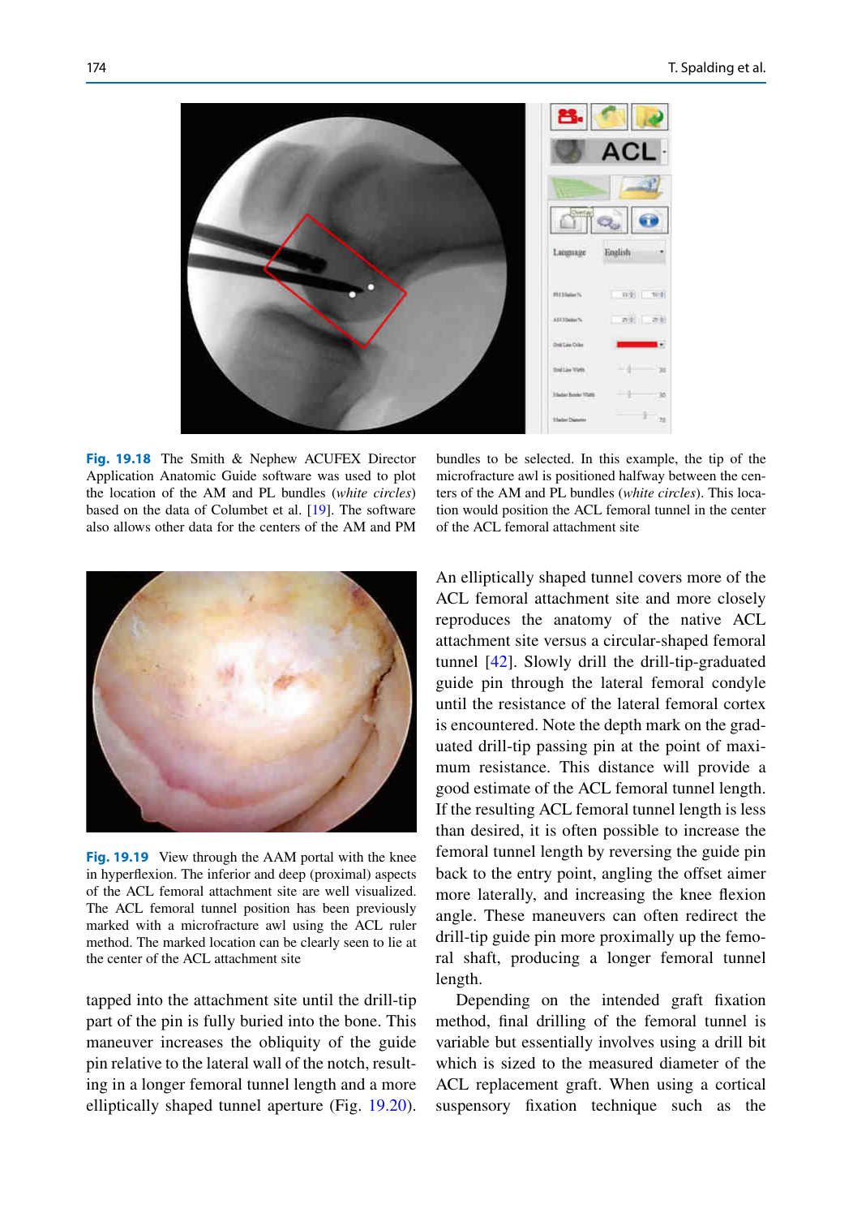**Fig. 19.18** The Smith & Nephew ACUFEX Director Application Anatomic Guide software was used to plot the location of the AM and PL bundles (*white circles*) based on the data of Columbet et al. [19]. The software also allows other data for the centers of the AM and PM bundles to be selected. In this example, the tip of the microfracture awl is positioned halfway between the centers of the AM and PL bundles (*white circles*). This location would position the ACL femoral tunnel in the center of the ACL femoral attachment site

**Fig. 19.19** View through the AAM portal with the knee in hyperflexion. The inferior and deep (proximal) aspects of the ACL femoral attachment site are well visualized. The ACL femoral tunnel position has been previously marked with a microfracture awl using the ACL ruler method. The marked location can be clearly seen to lie at the center of the ACL attachment site

tapped into the attachment site until the drill-tip part of the pin is fully buried into the bone. This maneuver increases the obliquity of the guide pin relative to the lateral wall of the notch, resulting in a longer femoral tunnel length and a more elliptically shaped tunnel aperture (Fig. 19.20). An elliptically shaped tunnel covers more of the ACL femoral attachment site and more closely reproduces the anatomy of the native ACL attachment site versus a circular-shaped femoral tunnel [42]. Slowly drill the drill-tip-graduated guide pin through the lateral femoral condyle until the resistance of the lateral femoral cortex is encountered. Note the depth mark on the graduated drill-tip passing pin at the point of maximum resistance. This distance will provide a good estimate of the ACL femoral tunnel length. If the resulting ACL femoral tunnel length is less than desired, it is often possible to increase the femoral tunnel length by reversing the guide pin back to the entry point, angling the offset aimer more laterally, and increasing the knee flexion angle. These maneuvers can often redirect the drill-tip guide pin more proximally up the femoral shaft, producing a longer femoral tunnel length.

Depending on the intended graft fixation method, final drilling of the femoral tunnel is variable but essentially involves using a drill bit which is sized to the measured diameter of the ACL replacement graft. When using a cortical suspensory fixation technique such as the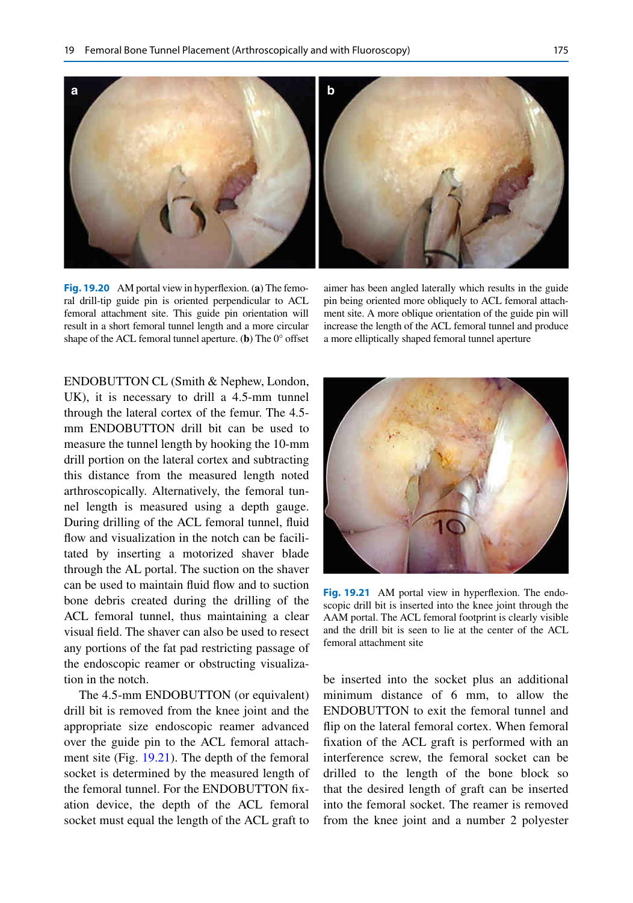**Fig. 19.20** AM portal view in hyperflexion. (**a**) The femoral drill-tip guide pin is oriented perpendicular to ACL femoral attachment site. This guide pin orientation will result in a short femoral tunnel length and a more circular shape of the ACL femoral tunnel aperture. (**b**) The 0° offset aimer has been angled laterally which results in the guide pin being oriented more obliquely to ACL femoral attachment site. A more oblique orientation of the guide pin will increase the length of the ACL femoral tunnel and produce a more elliptically shaped femoral tunnel aperture

ENDOBUTTON CL (Smith & Nephew, London, UK), it is necessary to drill a 4.5-mm tunnel through the lateral cortex of the femur. The 4.5-mm ENDOBUTTON drill bit can be used to measure the tunnel length by hooking the 10-mm drill portion on the lateral cortex and subtracting this distance from the measured length noted arthroscopically. Alternatively, the femoral tunnel length is measured using a depth gauge. During drilling of the ACL femoral tunnel, fluid flow and visualization in the notch can be facilitated by inserting a motorized shaver blade through the AL portal. The suction on the shaver can be used to maintain fluid flow and to suction bone debris created during the drilling of the ACL femoral tunnel, thus maintaining a clear visual field. The shaver can also be used to resect any portions of the fat pad restricting passage of the endoscopic reamer or obstructing visualization in the notch.

The 4.5-mm ENDOBUTTON (or equivalent) drill bit is removed from the knee joint and the appropriate size endoscopic reamer advanced over the guide pin to the ACL femoral attachment site (Fig. 19.21). The depth of the femoral socket is determined by the measured length of the femoral tunnel. For the ENDOBUTTON fixation device, the depth of the ACL femoral socket must equal the length of the ACL graft to be inserted into the socket plus an additional minimum distance of 6 mm, to allow the ENDOBUTTON to exit the femoral tunnel and flip on the lateral femoral cortex. When femoral fixation of the ACL graft is performed with an interference screw, the femoral socket can be drilled to the length of the bone block so that the desired length of graft can be inserted into the femoral socket. The reamer is removed from the knee joint and a number 2 polyester

**Fig. 19.21** AM portal view in hyperflexion. The endoscopic drill bit is inserted into the knee joint through the AAM portal. The ACL femoral footprint is clearly visible and the drill bit is seen to lie at the center of the ACL femoral attachment site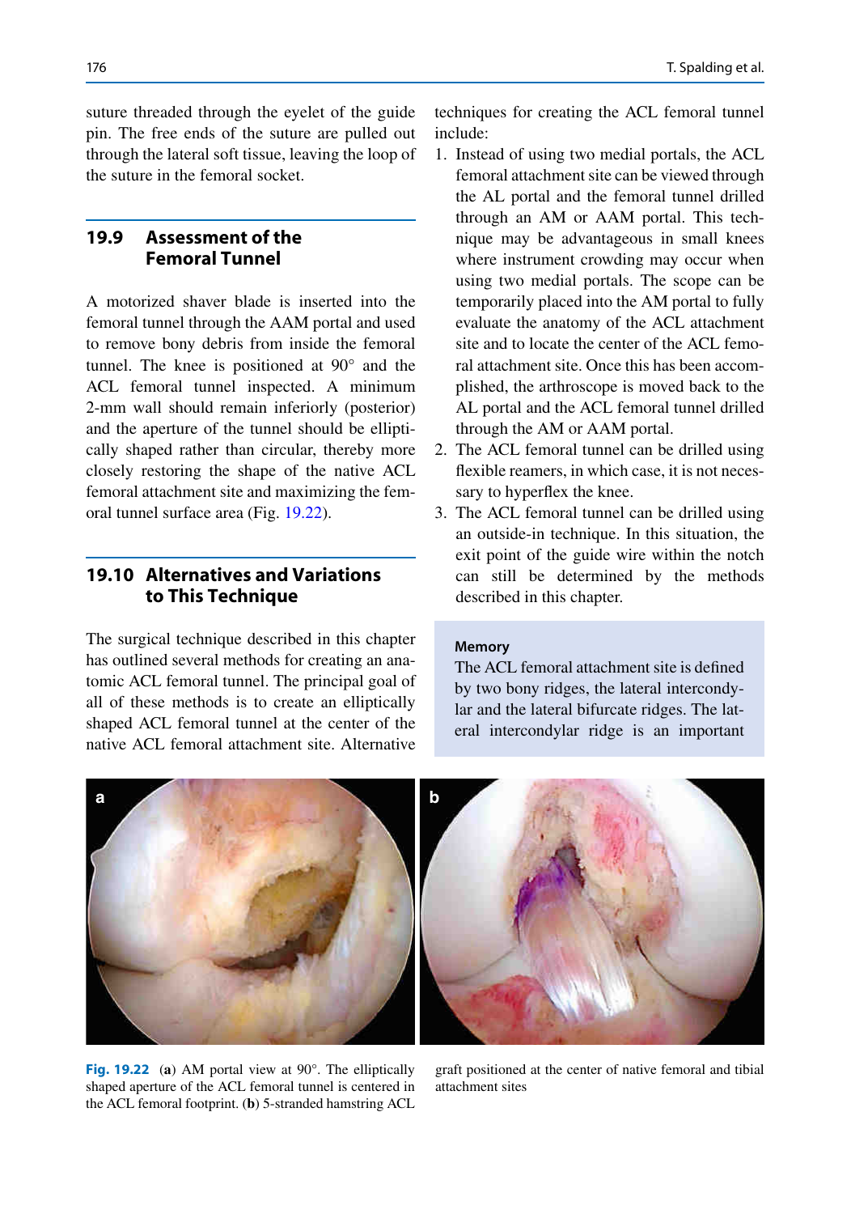suture threaded through the eyelet of the guide pin. The free ends of the suture are pulled out through the lateral soft tissue, leaving the loop of the suture in the femoral socket.

## 19.9 Assessment of the Femoral Tunnel

A motorized shaver blade is inserted into the femoral tunnel through the AAM portal and used to remove bony debris from inside the femoral tunnel. The knee is positioned at 90° and the ACL femoral tunnel inspected. A minimum 2-mm wall should remain inferiorly (posterior) and the aperture of the tunnel should be elliptically shaped rather than circular, thereby more closely restoring the shape of the native ACL femoral attachment site and maximizing the femoral tunnel surface area (Fig. 19.22).

## 19.10 Alternatives and Variations to This Technique

The surgical technique described in this chapter has outlined several methods for creating an anatomic ACL femoral tunnel. The principal goal of all of these methods is to create an elliptically shaped ACL femoral tunnel at the center of the native ACL femoral attachment site. Alternative techniques for creating the ACL femoral tunnel include:

1. Instead of using two medial portals, the ACL femoral attachment site can be viewed through the AL portal and the femoral tunnel drilled through an AM or AAM portal. This technique may be advantageous in small knees where instrument crowding may occur when using two medial portals. The scope can be temporarily placed into the AM portal to fully evaluate the anatomy of the ACL attachment site and to locate the center of the ACL femoral attachment site. Once this has been accomplished, the arthroscope is moved back to the AL portal and the ACL femoral tunnel drilled through the AM or AAM portal.
2. The ACL femoral tunnel can be drilled using flexible reamers, in which case, it is not necessary to hyperflex the knee.
3. The ACL femoral tunnel can be drilled using an outside-in technique. In this situation, the exit point of the guide wire within the notch can still be determined by the methods described in this chapter.

> **Memory**
> The ACL femoral attachment site is defined by two bony ridges, the lateral intercondylar and the lateral bifurcate ridges. The lateral intercondylar ridge is an important

**Fig. 19.22** (**a**) AM portal view at 90°. The elliptically shaped aperture of the ACL femoral tunnel is centered in the ACL femoral footprint. (**b**) 5-stranded hamstring ACL graft positioned at the center of native femoral and tibial attachment sites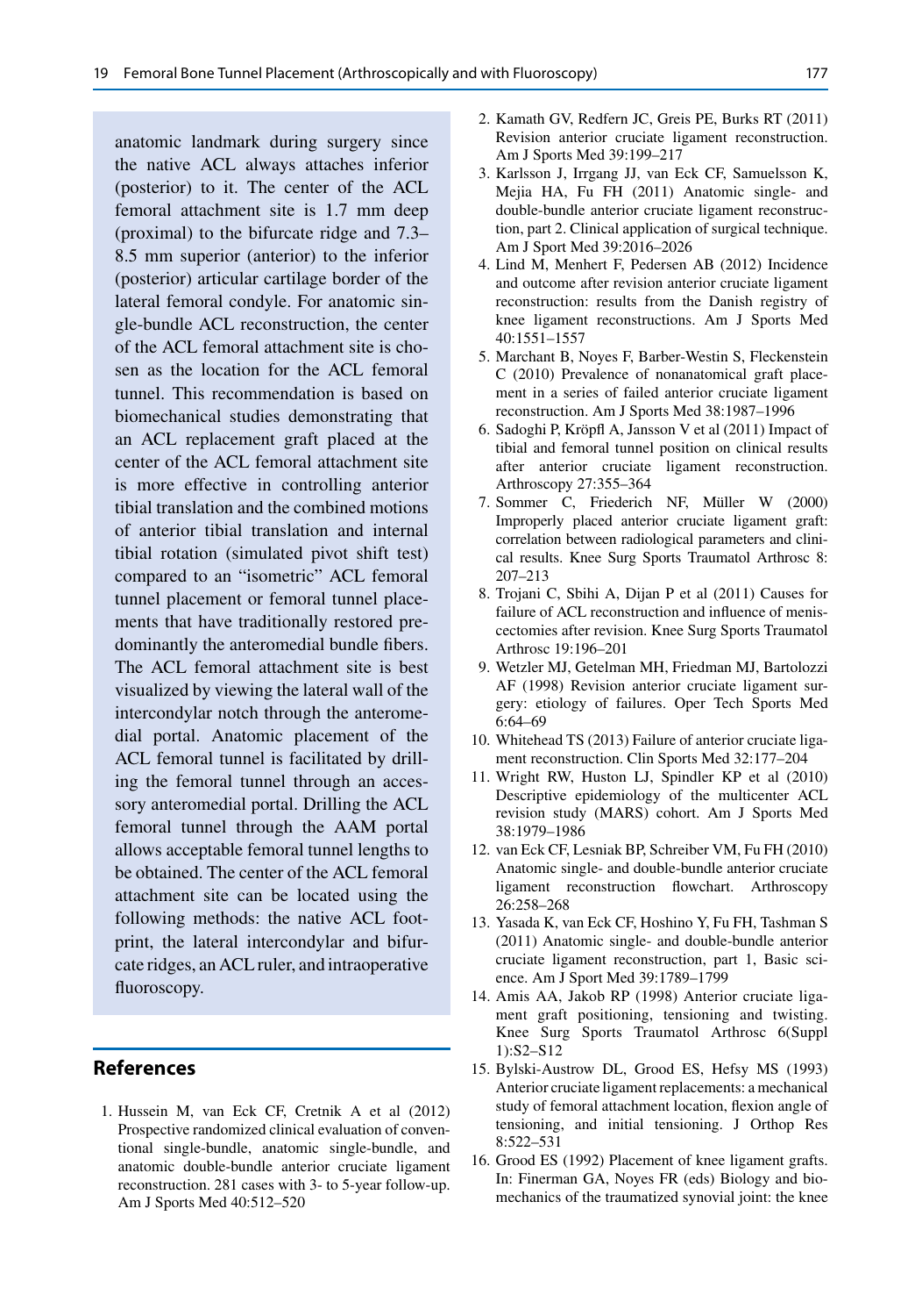anatomic landmark during surgery since the native ACL always attaches inferior (posterior) to it. The center of the ACL femoral attachment site is 1.7 mm deep (proximal) to the bifurcate ridge and 7.3–8.5 mm superior (anterior) to the inferior (posterior) articular cartilage border of the lateral femoral condyle. For anatomic single-bundle ACL reconstruction, the center of the ACL femoral attachment site is chosen as the location for the ACL femoral tunnel. This recommendation is based on biomechanical studies demonstrating that an ACL replacement graft placed at the center of the ACL femoral attachment site is more effective in controlling anterior tibial translation and the combined motions of anterior tibial translation and internal tibial rotation (simulated pivot shift test) compared to an "isometric" ACL femoral tunnel placement or femoral tunnel placements that have traditionally restored predominantly the anteromedial bundle fibers. The ACL femoral attachment site is best visualized by viewing the lateral wall of the intercondylar notch through the anteromedial portal. Anatomic placement of the ACL femoral tunnel is facilitated by drilling the femoral tunnel through an accessory anteromedial portal. Drilling the ACL femoral tunnel through the AAM portal allows acceptable femoral tunnel lengths to be obtained. The center of the ACL femoral attachment site can be located using the following methods: the native ACL footprint, the lateral intercondylar and bifurcate ridges, an ACL ruler, and intraoperative fluoroscopy.

## References

1. Hussein M, van Eck CF, Cretnik A et al (2012) Prospective randomized clinical evaluation of conventional single-bundle, anatomic single-bundle, and anatomic double-bundle anterior cruciate ligament reconstruction. 281 cases with 3- to 5-year follow-up. Am J Sports Med 40:512–520
2. Kamath GV, Redfern JC, Greis PE, Burks RT (2011) Revision anterior cruciate ligament reconstruction. Am J Sports Med 39:199–217
3. Karlsson J, Irrgang JJ, van Eck CF, Samuelsson K, Mejia HA, Fu FH (2011) Anatomic single- and double-bundle anterior cruciate ligament reconstruction, part 2. Clinical application of surgical technique. Am J Sport Med 39:2016–2026
4. Lind M, Menhert F, Pedersen AB (2012) Incidence and outcome after revision anterior cruciate ligament reconstruction: results from the Danish registry of knee ligament reconstructions. Am J Sports Med 40:1551–1557
5. Marchant B, Noyes F, Barber-Westin S, Fleckenstein C (2010) Prevalence of nonanatomical graft placement in a series of failed anterior cruciate ligament reconstruction. Am J Sports Med 38:1987–1996
6. Sadoghi P, Kröpfl A, Jansson V et al (2011) Impact of tibial and femoral tunnel position on clinical results after anterior cruciate ligament reconstruction. Arthroscopy 27:355–364
7. Sommer C, Friederich NF, Müller W (2000) Improperly placed anterior cruciate ligament graft: correlation between radiological parameters and clinical results. Knee Surg Sports Traumatol Arthrosc 8: 207–213
8. Trojani C, Sbihi A, Dijan P et al (2011) Causes for failure of ACL reconstruction and influence of meniscectomies after revision. Knee Surg Sports Traumatol Arthrosc 19:196–201
9. Wetzler MJ, Getelman MH, Friedman MJ, Bartolozzi AF (1998) Revision anterior cruciate ligament surgery: etiology of failures. Oper Tech Sports Med 6:64–69
10. Whitehead TS (2013) Failure of anterior cruciate ligament reconstruction. Clin Sports Med 32:177–204
11. Wright RW, Huston LJ, Spindler KP et al (2010) Descriptive epidemiology of the multicenter ACL revision study (MARS) cohort. Am J Sports Med 38:1979–1986
12. van Eck CF, Lesniak BP, Schreiber VM, Fu FH (2010) Anatomic single- and double-bundle anterior cruciate ligament reconstruction flowchart. Arthroscopy 26:258–268
13. Yasada K, van Eck CF, Hoshino Y, Fu FH, Tashman S (2011) Anatomic single- and double-bundle anterior cruciate ligament reconstruction, part 1, Basic science. Am J Sport Med 39:1789–1799
14. Amis AA, Jakob RP (1998) Anterior cruciate ligament graft positioning, tensioning and twisting. Knee Surg Sports Traumatol Arthrosc 6(Suppl 1):S2–S12
15. Bylski-Austrow DL, Grood ES, Hefsy MS (1993) Anterior cruciate ligament replacements: a mechanical study of femoral attachment location, flexion angle of tensioning, and initial tensioning. J Orthop Res 8:522–531
16. Grood ES (1992) Placement of knee ligament grafts. In: Finerman GA, Noyes FR (eds) Biology and biomechanics of the traumatized synovial joint: the knee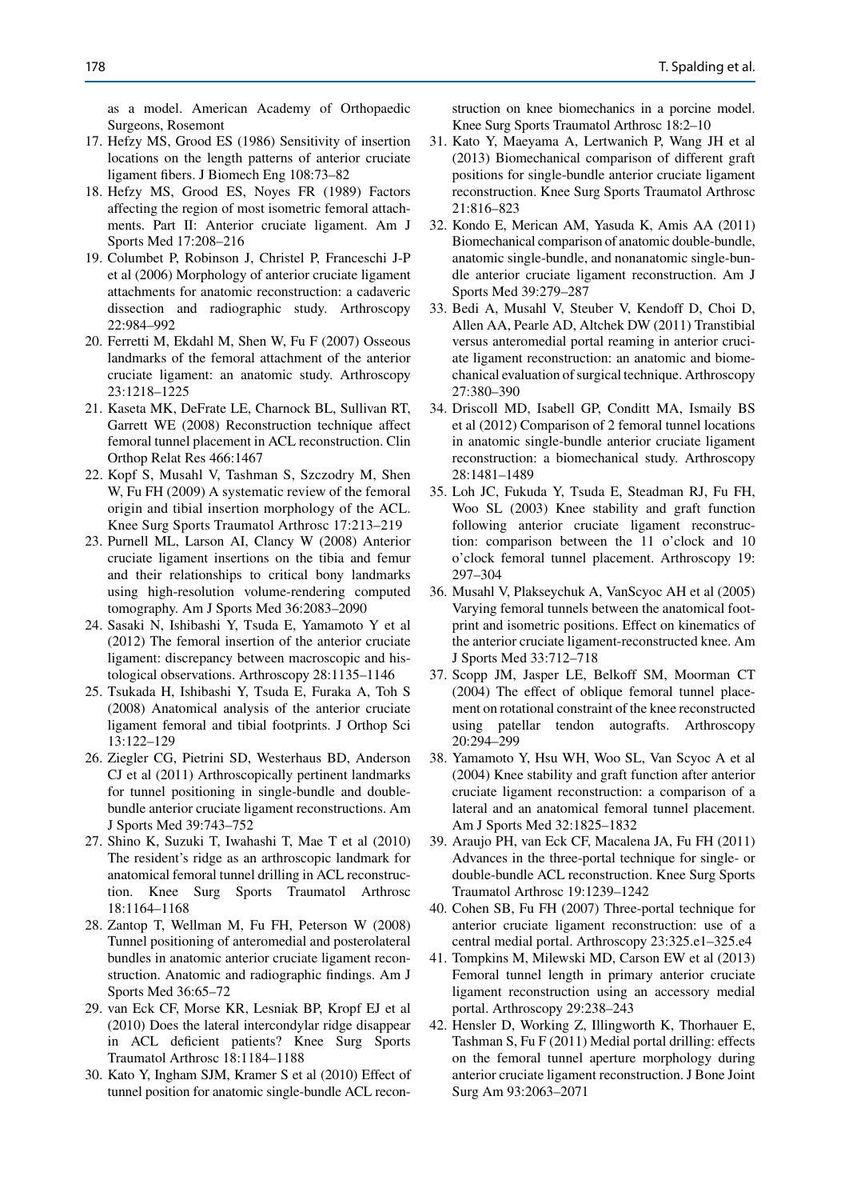as a model. American Academy of Orthopaedic Surgeons, Rosemont

17. Hefzy MS, Grood ES (1986) Sensitivity of insertion locations on the length patterns of anterior cruciate ligament fibers. J Biomech Eng 108:73–82
18. Hefzy MS, Grood ES, Noyes FR (1989) Factors affecting the region of most isometric femoral attachments. Part II: Anterior cruciate ligament. Am J Sports Med 17:208–216
19. Columbet P, Robinson J, Christel P, Franceschi J-P et al (2006) Morphology of anterior cruciate ligament attachments for anatomic reconstruction: a cadaveric dissection and radiographic study. Arthroscopy 22:984–992
20. Ferretti M, Ekdahl M, Shen W, Fu F (2007) Osseous landmarks of the femoral attachment of the anterior cruciate ligament: an anatomic study. Arthroscopy 23:1218–1225
21. Kaseta MK, DeFrate LE, Charnock BL, Sullivan RT, Garrett WE (2008) Reconstruction technique affect femoral tunnel placement in ACL reconstruction. Clin Orthop Relat Res 466:1467
22. Kopf S, Musahl V, Tashman S, Szczodry M, Shen W, Fu FH (2009) A systematic review of the femoral origin and tibial insertion morphology of the ACL. Knee Surg Sports Traumatol Arthrosc 17:213–219
23. Purnell ML, Larson AI, Clancy W (2008) Anterior cruciate ligament insertions on the tibia and femur and their relationships to critical bony landmarks using high-resolution volume-rendering computed tomography. Am J Sports Med 36:2083–2090
24. Sasaki N, Ishibashi Y, Tsuda E, Yamamoto Y et al (2012) The femoral insertion of the anterior cruciate ligament: discrepancy between macroscopic and histological observations. Arthroscopy 28:1135–1146
25. Tsukada H, Ishibashi Y, Tsuda E, Furaka A, Toh S (2008) Anatomical analysis of the anterior cruciate ligament femoral and tibial footprints. J Orthop Sci 13:122–129
26. Ziegler CG, Pietrini SD, Westerhaus BD, Anderson CJ et al (2011) Arthroscopically pertinent landmarks for tunnel positioning in single-bundle and double-bundle anterior cruciate ligament reconstructions. Am J Sports Med 39:743–752
27. Shino K, Suzuki T, Iwahashi T, Mae T et al (2010) The resident's ridge as an arthroscopic landmark for anatomical femoral tunnel drilling in ACL reconstruction. Knee Surg Sports Traumatol Arthrosc 18:1164–1168
28. Zantop T, Wellman M, Fu FH, Peterson W (2008) Tunnel positioning of anteromedial and posterolateral bundles in anatomic anterior cruciate ligament reconstruction. Anatomic and radiographic findings. Am J Sports Med 36:65–72
29. van Eck CF, Morse KR, Lesniak BP, Kropf EJ et al (2010) Does the lateral intercondylar ridge disappear in ACL deficient patients? Knee Surg Sports Traumatol Arthrosc 18:1184–1188
30. Kato Y, Ingham SJM, Kramer S et al (2010) Effect of tunnel position for anatomic single-bundle ACL reconstruction on knee biomechanics in a porcine model. Knee Surg Sports Traumatol Arthrosc 18:2–10
31. Kato Y, Maeyama A, Lertwanich P, Wang JH et al (2013) Biomechanical comparison of different graft positions for single-bundle anterior cruciate ligament reconstruction. Knee Surg Sports Traumatol Arthrosc 21:816–823
32. Kondo E, Merican AM, Yasuda K, Amis AA (2011) Biomechanical comparison of anatomic double-bundle, anatomic single-bundle, and nonanatomic single-bundle anterior cruciate ligament reconstruction. Am J Sports Med 39:279–287
33. Bedi A, Musahl V, Steuber V, Kendoff D, Choi D, Allen AA, Pearle AD, Altchek DW (2011) Transtibial versus anteromedial portal reaming in anterior cruciate ligament reconstruction: an anatomic and biomechanical evaluation of surgical technique. Arthroscopy 27:380–390
34. Driscoll MD, Isabell GP, Conditt MA, Ismaily BS et al (2012) Comparison of 2 femoral tunnel locations in anatomic single-bundle anterior cruciate ligament reconstruction: a biomechanical study. Arthroscopy 28:1481–1489
35. Loh JC, Fukuda Y, Tsuda E, Steadman RJ, Fu FH, Woo SL (2003) Knee stability and graft function following anterior cruciate ligament reconstruction: comparison between the 11 o'clock and 10 o'clock femoral tunnel placement. Arthroscopy 19: 297–304
36. Musahl V, Plakseychuk A, VanScyoc AH et al (2005) Varying femoral tunnels between the anatomical footprint and isometric positions. Effect on kinematics of the anterior cruciate ligament-reconstructed knee. Am J Sports Med 33:712–718
37. Scopp JM, Jasper LE, Belkoff SM, Moorman CT (2004) The effect of oblique femoral tunnel placement on rotational constraint of the knee reconstructed using patellar tendon autografts. Arthroscopy 20:294–299
38. Yamamoto Y, Hsu WH, Woo SL, Van Scyoc A et al (2004) Knee stability and graft function after anterior cruciate ligament reconstruction: a comparison of a lateral and an anatomical femoral tunnel placement. Am J Sports Med 32:1825–1832
39. Araujo PH, van Eck CF, Macalena JA, Fu FH (2011) Advances in the three-portal technique for single- or double-bundle ACL reconstruction. Knee Surg Sports Traumatol Arthrosc 19:1239–1242
40. Cohen SB, Fu FH (2007) Three-portal technique for anterior cruciate ligament reconstruction: use of a central medial portal. Arthroscopy 23:325.e1–325.e4
41. Tompkins M, Milewski MD, Carson EW et al (2013) Femoral tunnel length in primary anterior cruciate ligament reconstruction using an accessory medial portal. Arthroscopy 29:238–243
42. Hensler D, Working Z, Illingworth K, Thorhauer E, Tashman S, Fu F (2011) Medial portal drilling: effects on the femoral tunnel aperture morphology during anterior cruciate ligament reconstruction. J Bone Joint Surg Am 93:2063–2071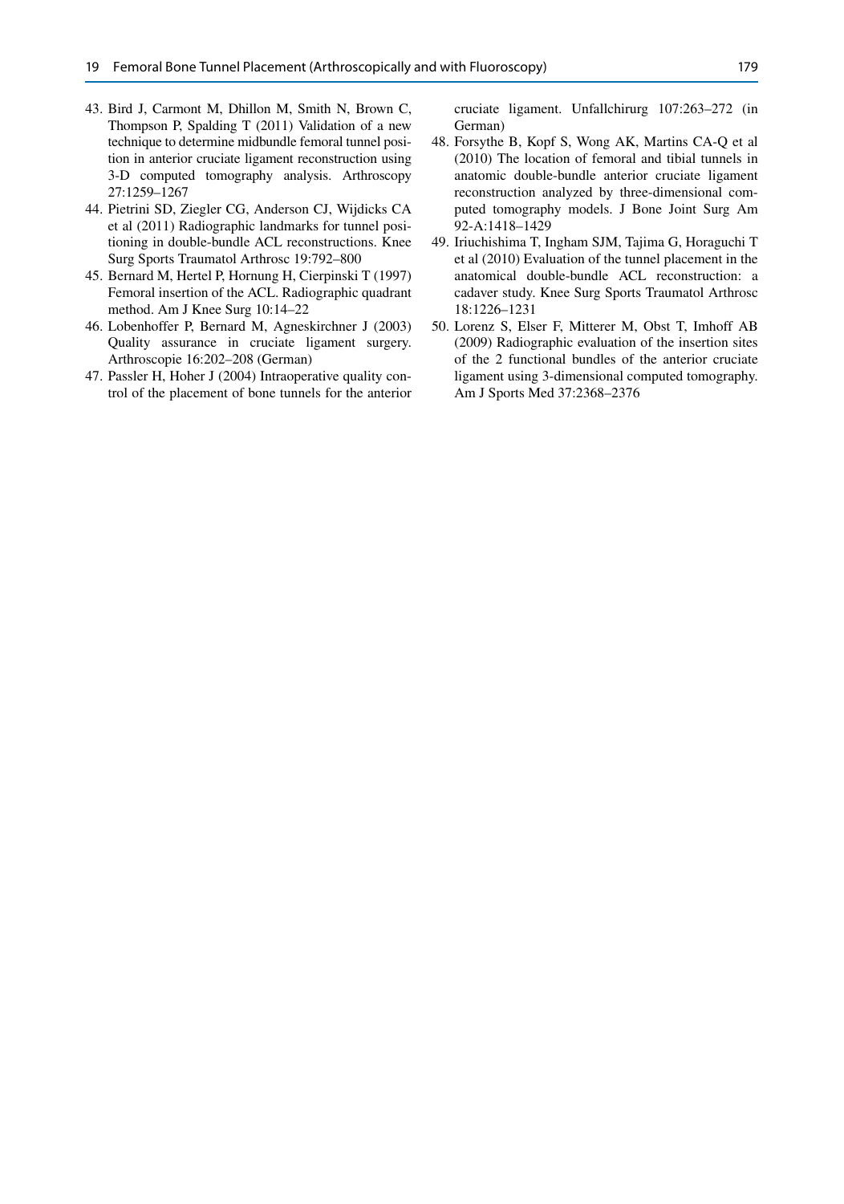43. Bird J, Carmont M, Dhillon M, Smith N, Brown C, Thompson P, Spalding T (2011) Validation of a new technique to determine midbundle femoral tunnel position in anterior cruciate ligament reconstruction using 3-D computed tomography analysis. Arthroscopy 27:1259–1267
44. Pietrini SD, Ziegler CG, Anderson CJ, Wijdicks CA et al (2011) Radiographic landmarks for tunnel positioning in double-bundle ACL reconstructions. Knee Surg Sports Traumatol Arthrosc 19:792–800
45. Bernard M, Hertel P, Hornung H, Cierpinski T (1997) Femoral insertion of the ACL. Radiographic quadrant method. Am J Knee Surg 10:14–22
46. Lobenhoffer P, Bernard M, Agneskirchner J (2003) Quality assurance in cruciate ligament surgery. Arthroscopie 16:202–208 (German)
47. Passler H, Hoher J (2004) Intraoperative quality control of the placement of bone tunnels for the anterior cruciate ligament. Unfallchirurg 107:263–272 (in German)
48. Forsythe B, Kopf S, Wong AK, Martins CA-Q et al (2010) The location of femoral and tibial tunnels in anatomic double-bundle anterior cruciate ligament reconstruction analyzed by three-dimensional computed tomography models. J Bone Joint Surg Am 92-A:1418–1429
49. Iriuchishima T, Ingham SJM, Tajima G, Horaguchi T et al (2010) Evaluation of the tunnel placement in the anatomical double-bundle ACL reconstruction: a cadaver study. Knee Surg Sports Traumatol Arthrosc 18:1226–1231
50. Lorenz S, Elser F, Mitterer M, Obst T, Imhoff AB (2009) Radiographic evaluation of the insertion sites of the 2 functional bundles of the anterior cruciate ligament using 3-dimensional computed tomography. Am J Sports Med 37:2368–2376